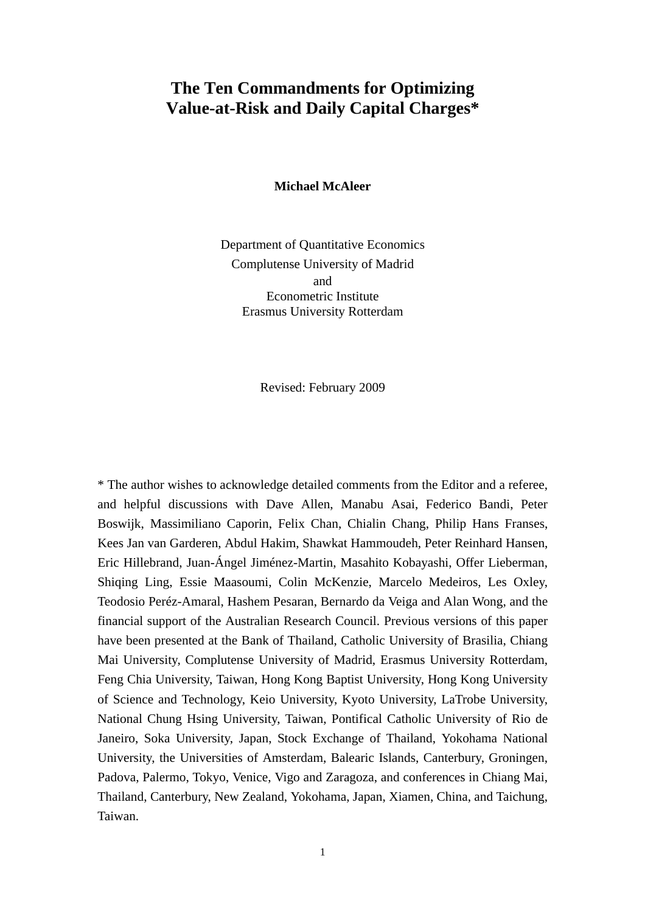# The Ten Commandments for Optimizing Value-at-Risk and Daily Capital Charges*

**Michael McAleer**

Department of Quantitative Economics
Complutense University of Madrid
and
Econometric Institute
Erasmus University Rotterdam

Revised: February 2009

* The author wishes to acknowledge detailed comments from the Editor and a referee, and helpful discussions with Dave Allen, Manabu Asai, Federico Bandi, Peter Boswijk, Massimiliano Caporin, Felix Chan, Chialin Chang, Philip Hans Franses, Kees Jan van Garderen, Abdul Hakim, Shawkat Hammoudeh, Peter Reinhard Hansen, Eric Hillebrand, Juan-Ángel Jiménez-Martin, Masahito Kobayashi, Offer Lieberman, Shiqing Ling, Essie Maasoumi, Colin McKenzie, Marcelo Medeiros, Les Oxley, Teodosio Peréz-Amaral, Hashem Pesaran, Bernardo da Veiga and Alan Wong, and the financial support of the Australian Research Council. Previous versions of this paper have been presented at the Bank of Thailand, Catholic University of Brasilia, Chiang Mai University, Complutense University of Madrid, Erasmus University Rotterdam, Feng Chia University, Taiwan, Hong Kong Baptist University, Hong Kong University of Science and Technology, Keio University, Kyoto University, LaTrobe University, National Chung Hsing University, Taiwan, Pontifical Catholic University of Rio de Janeiro, Soka University, Japan, Stock Exchange of Thailand, Yokohama National University, the Universities of Amsterdam, Balearic Islands, Canterbury, Groningen, Padova, Palermo, Tokyo, Venice, Vigo and Zaragoza, and conferences in Chiang Mai, Thailand, Canterbury, New Zealand, Yokohama, Japan, Xiamen, China, and Taichung, Taiwan.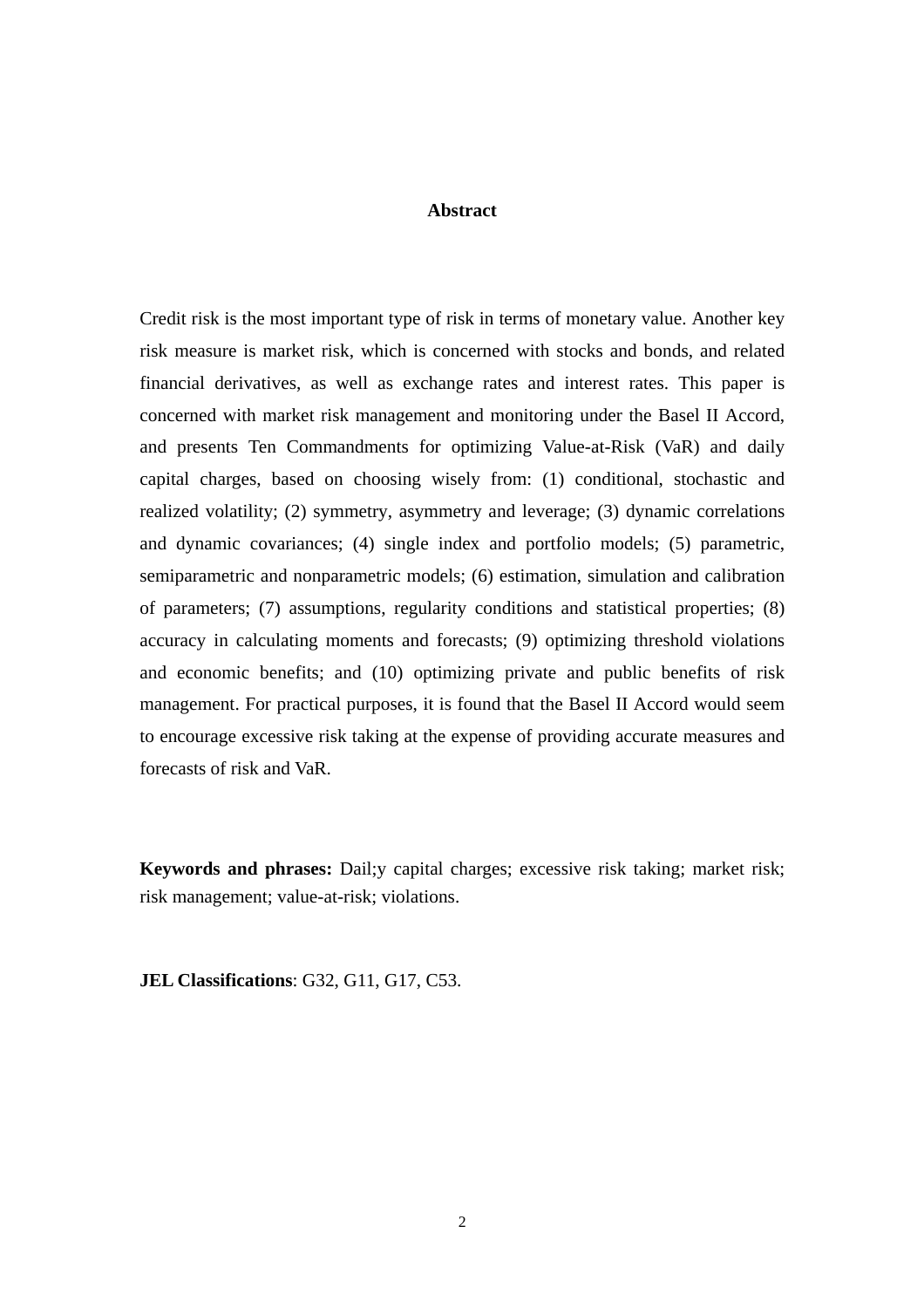# Abstract

Credit risk is the most important type of risk in terms of monetary value. Another key risk measure is market risk, which is concerned with stocks and bonds, and related financial derivatives, as well as exchange rates and interest rates. This paper is concerned with market risk management and monitoring under the Basel II Accord, and presents Ten Commandments for optimizing Value-at-Risk (VaR) and daily capital charges, based on choosing wisely from: (1) conditional, stochastic and realized volatility; (2) symmetry, asymmetry and leverage; (3) dynamic correlations and dynamic covariances; (4) single index and portfolio models; (5) parametric, semiparametric and nonparametric models; (6) estimation, simulation and calibration of parameters; (7) assumptions, regularity conditions and statistical properties; (8) accuracy in calculating moments and forecasts; (9) optimizing threshold violations and economic benefits; and (10) optimizing private and public benefits of risk management. For practical purposes, it is found that the Basel II Accord would seem to encourage excessive risk taking at the expense of providing accurate measures and forecasts of risk and VaR.

**Keywords and phrases:** Dail;y capital charges; excessive risk taking; market risk; risk management; value-at-risk; violations.

**JEL Classifications**: G32, G11, G17, C53.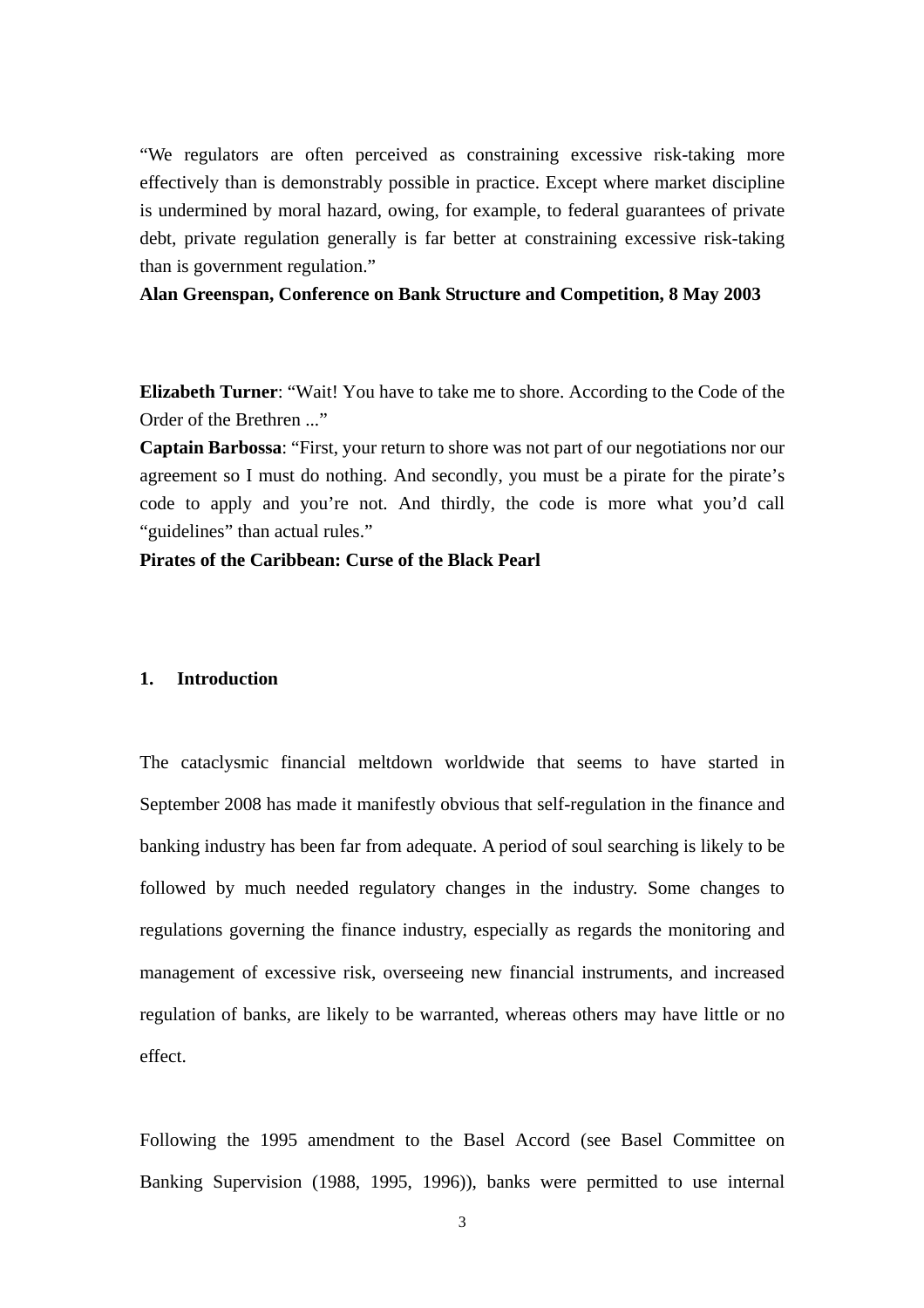"We regulators are often perceived as constraining excessive risk-taking more effectively than is demonstrably possible in practice. Except where market discipline is undermined by moral hazard, owing, for example, to federal guarantees of private debt, private regulation generally is far better at constraining excessive risk-taking than is government regulation."

**Alan Greenspan, Conference on Bank Structure and Competition, 8 May 2003**

**Elizabeth Turner**: "Wait! You have to take me to shore. According to the Code of the Order of the Brethren ..."

**Captain Barbossa**: "First, your return to shore was not part of our negotiations nor our agreement so I must do nothing. And secondly, you must be a pirate for the pirate's code to apply and you're not. And thirdly, the code is more what you'd call "guidelines" than actual rules."

**Pirates of the Caribbean: Curse of the Black Pearl**

## 1. Introduction

The cataclysmic financial meltdown worldwide that seems to have started in September 2008 has made it manifestly obvious that self-regulation in the finance and banking industry has been far from adequate. A period of soul searching is likely to be followed by much needed regulatory changes in the industry. Some changes to regulations governing the finance industry, especially as regards the monitoring and management of excessive risk, overseeing new financial instruments, and increased regulation of banks, are likely to be warranted, whereas others may have little or no effect.

Following the 1995 amendment to the Basel Accord (see Basel Committee on Banking Supervision (1988, 1995, 1996)), banks were permitted to use internal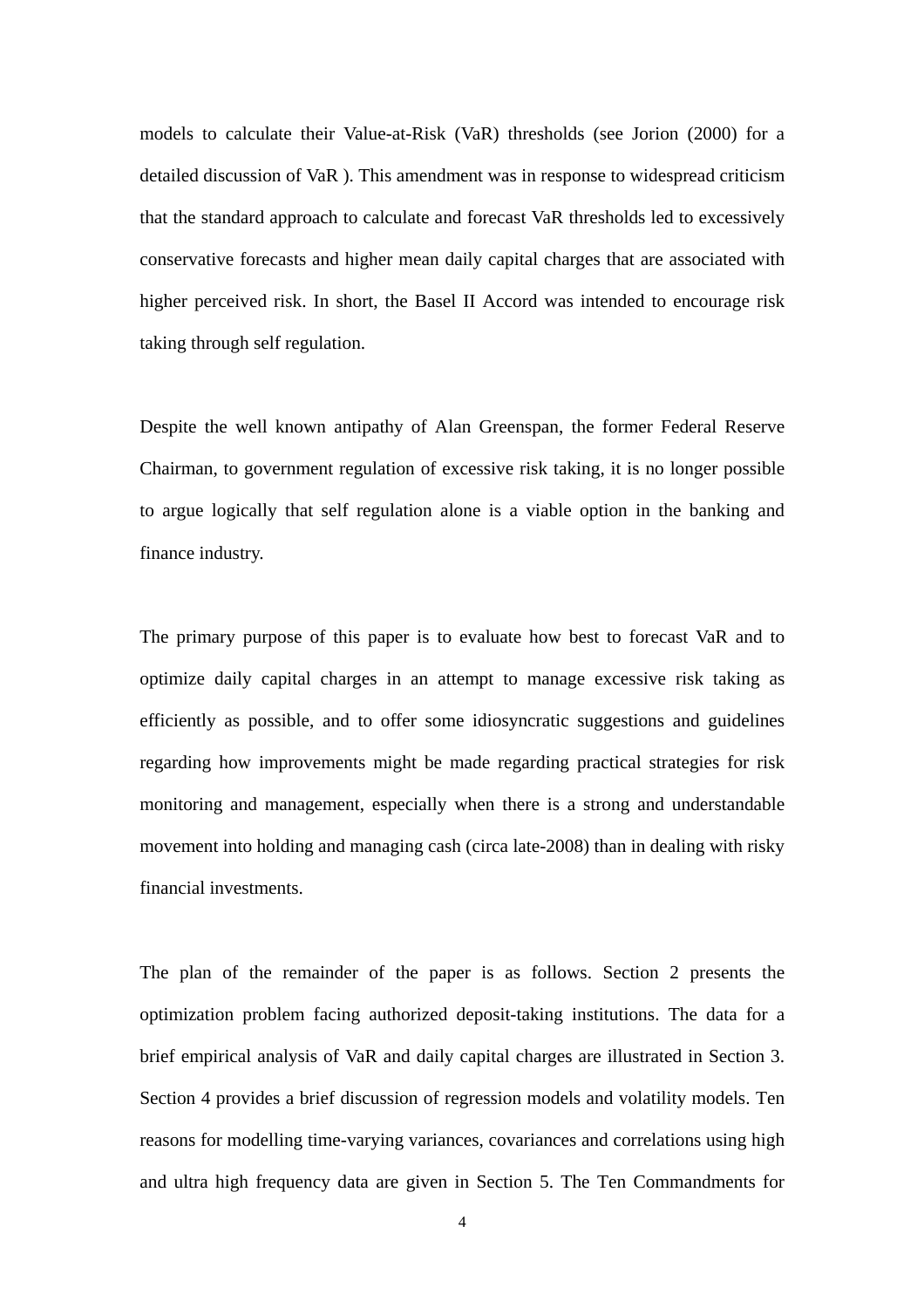models to calculate their Value-at-Risk (VaR) thresholds (see Jorion (2000) for a detailed discussion of VaR ). This amendment was in response to widespread criticism that the standard approach to calculate and forecast VaR thresholds led to excessively conservative forecasts and higher mean daily capital charges that are associated with higher perceived risk. In short, the Basel II Accord was intended to encourage risk taking through self regulation.

Despite the well known antipathy of Alan Greenspan, the former Federal Reserve Chairman, to government regulation of excessive risk taking, it is no longer possible to argue logically that self regulation alone is a viable option in the banking and finance industry.

The primary purpose of this paper is to evaluate how best to forecast VaR and to optimize daily capital charges in an attempt to manage excessive risk taking as efficiently as possible, and to offer some idiosyncratic suggestions and guidelines regarding how improvements might be made regarding practical strategies for risk monitoring and management, especially when there is a strong and understandable movement into holding and managing cash (circa late-2008) than in dealing with risky financial investments.

The plan of the remainder of the paper is as follows. Section 2 presents the optimization problem facing authorized deposit-taking institutions. The data for a brief empirical analysis of VaR and daily capital charges are illustrated in Section 3. Section 4 provides a brief discussion of regression models and volatility models. Ten reasons for modelling time-varying variances, covariances and correlations using high and ultra high frequency data are given in Section 5. The Ten Commandments for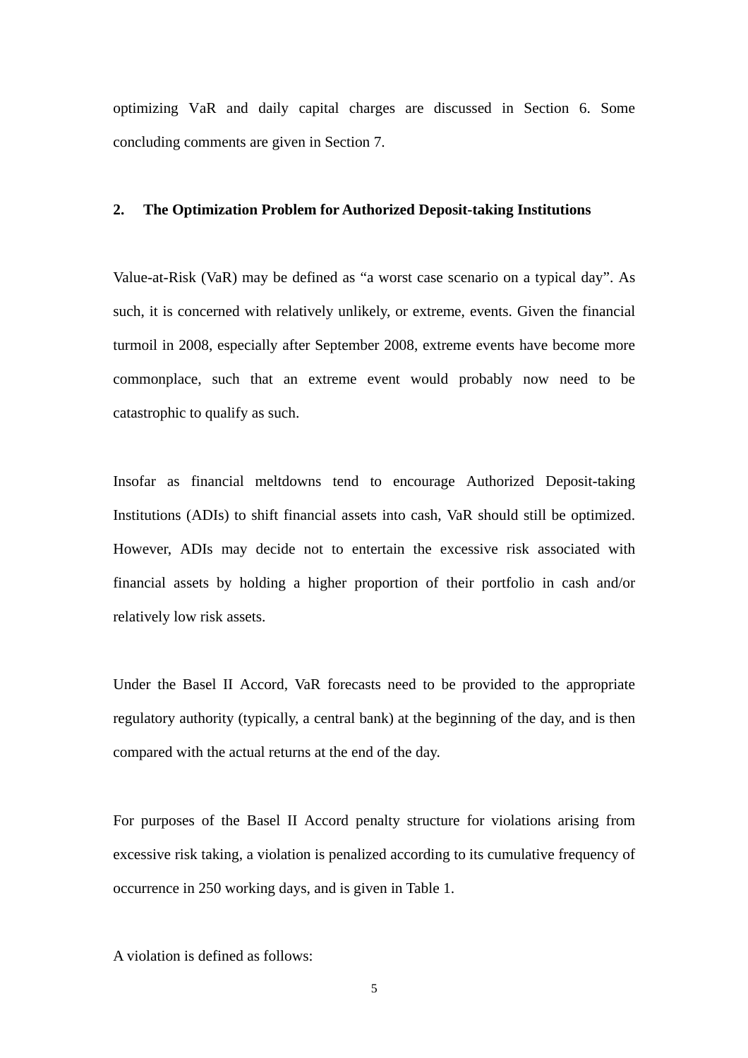optimizing VaR and daily capital charges are discussed in Section 6. Some concluding comments are given in Section 7.

## 2. The Optimization Problem for Authorized Deposit-taking Institutions

Value-at-Risk (VaR) may be defined as "a worst case scenario on a typical day". As such, it is concerned with relatively unlikely, or extreme, events. Given the financial turmoil in 2008, especially after September 2008, extreme events have become more commonplace, such that an extreme event would probably now need to be catastrophic to qualify as such.

Insofar as financial meltdowns tend to encourage Authorized Deposit-taking Institutions (ADIs) to shift financial assets into cash, VaR should still be optimized. However, ADIs may decide not to entertain the excessive risk associated with financial assets by holding a higher proportion of their portfolio in cash and/or relatively low risk assets.

Under the Basel II Accord, VaR forecasts need to be provided to the appropriate regulatory authority (typically, a central bank) at the beginning of the day, and is then compared with the actual returns at the end of the day.

For purposes of the Basel II Accord penalty structure for violations arising from excessive risk taking, a violation is penalized according to its cumulative frequency of occurrence in 250 working days, and is given in Table 1.

A violation is defined as follows: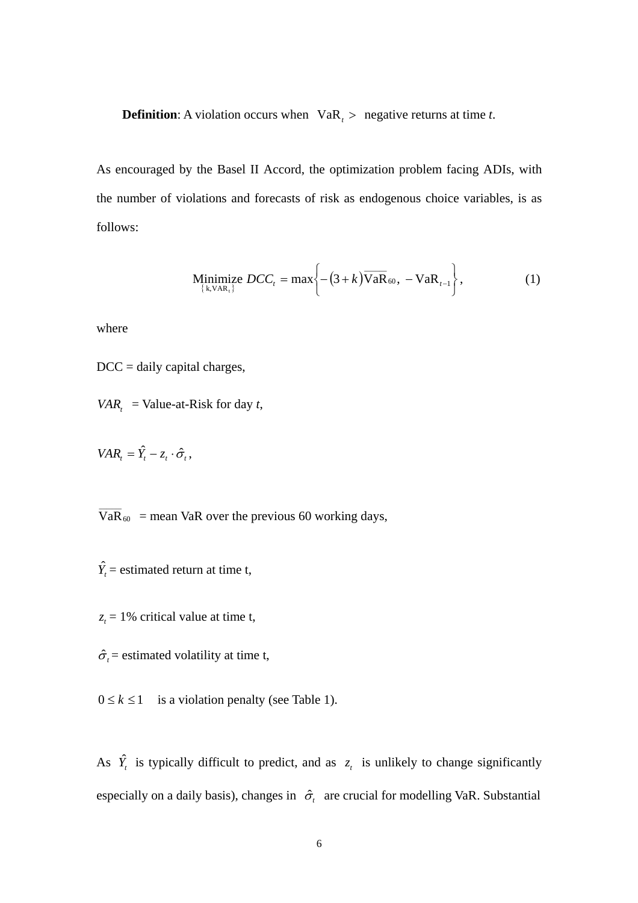**Definition**: A violation occurs when $\text{VaR}_t >$ negative returns at time *t*.

As encouraged by the Basel II Accord, the optimization problem facing ADIs, with the number of violations and forecasts of risk as endogenous choice variables, is as follows:

$$\underset{\{k, \text{VAR}_t\}}{\text{Minimize}}\; DCC_t = \max\left\{-\left(3+k\right)\overline{\text{VaR}}_{60},\; -\text{VaR}_{t-1}\right\}, \tag{1}$$

where

DCC = daily capital charges,

$VAR_t$ = Value-at-Risk for day *t*,

$VAR_t = \hat{Y}_t - z_t \cdot \hat{\sigma}_t$,

$\overline{\text{VaR}}_{60}$ = mean VaR over the previous 60 working days,

$\hat{Y}_t$ = estimated return at time t,

$z_t$ = 1% critical value at time t,

$\hat{\sigma}_t$ = estimated volatility at time t,

$0 \leq k \leq 1$ is a violation penalty (see Table 1).

As $\hat{Y}_t$ is typically difficult to predict, and as $z_t$ is unlikely to change significantly especially on a daily basis), changes in $\hat{\sigma}_t$ are crucial for modelling VaR. Substantial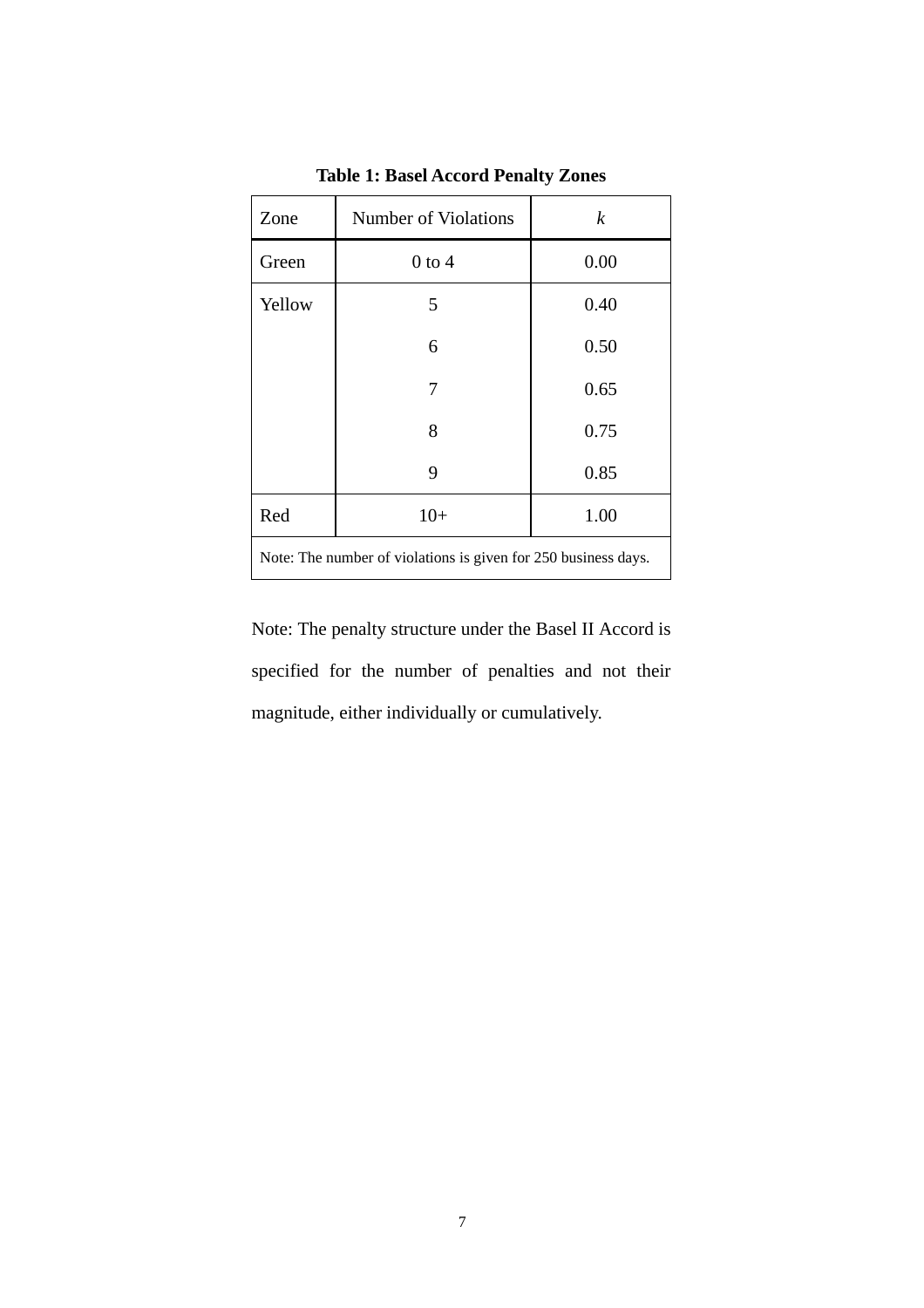**Table 1: Basel Accord Penalty Zones**

| Zone | Number of Violations | $k$ |
|---|---|---|
| Green | 0 to 4 | 0.00 |
| Yellow | 5 | 0.40 |
| | 6 | 0.50 |
| | 7 | 0.65 |
| | 8 | 0.75 |
| | 9 | 0.85 |
| Red | 10+ | 1.00 |

Note: The number of violations is given for 250 business days.

Note: The penalty structure under the Basel II Accord is specified for the number of penalties and not their magnitude, either individually or cumulatively.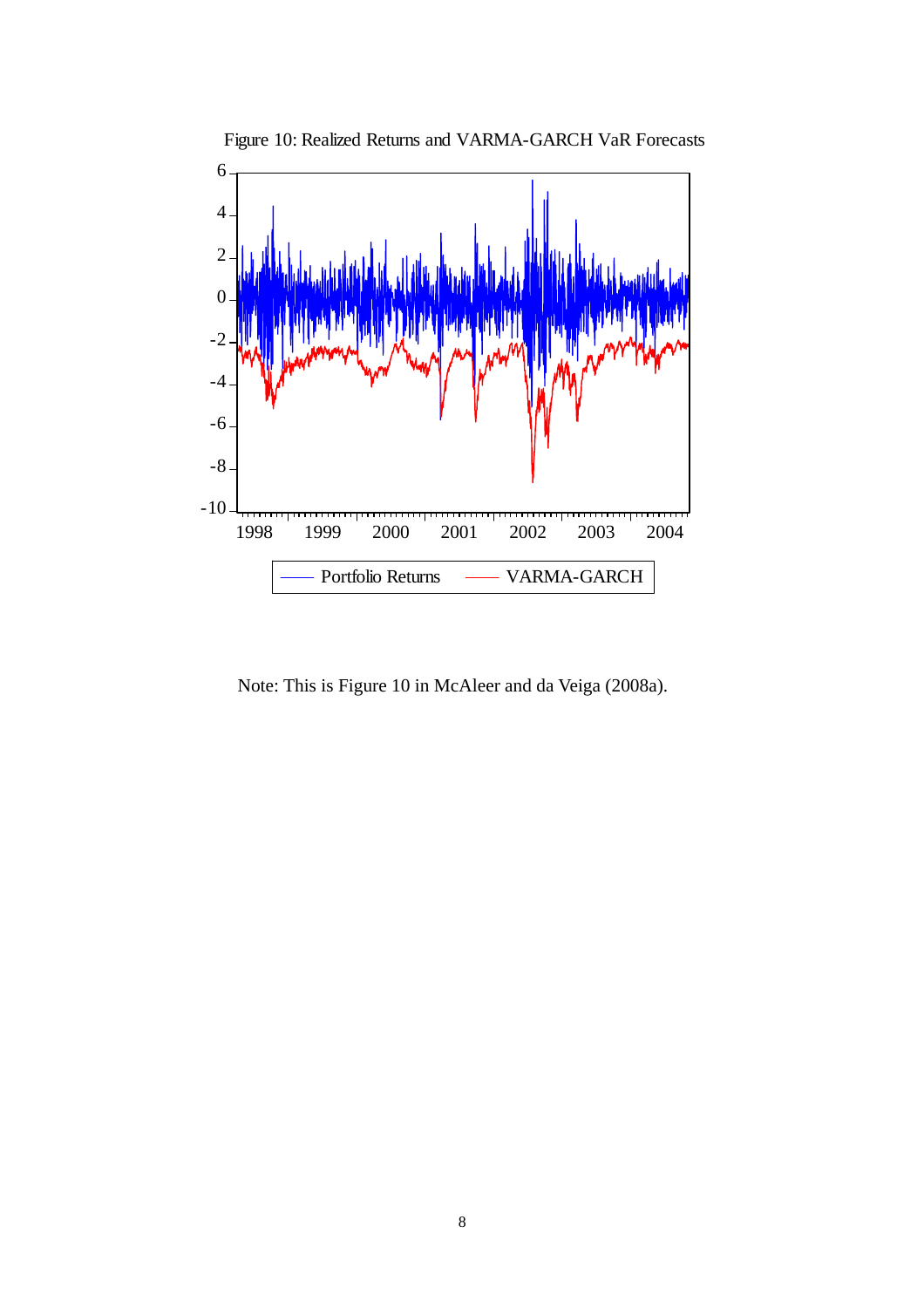Figure 10: Realized Returns and VARMA-GARCH VaR Forecasts

Note: This is Figure 10 in McAleer and da Veiga (2008a).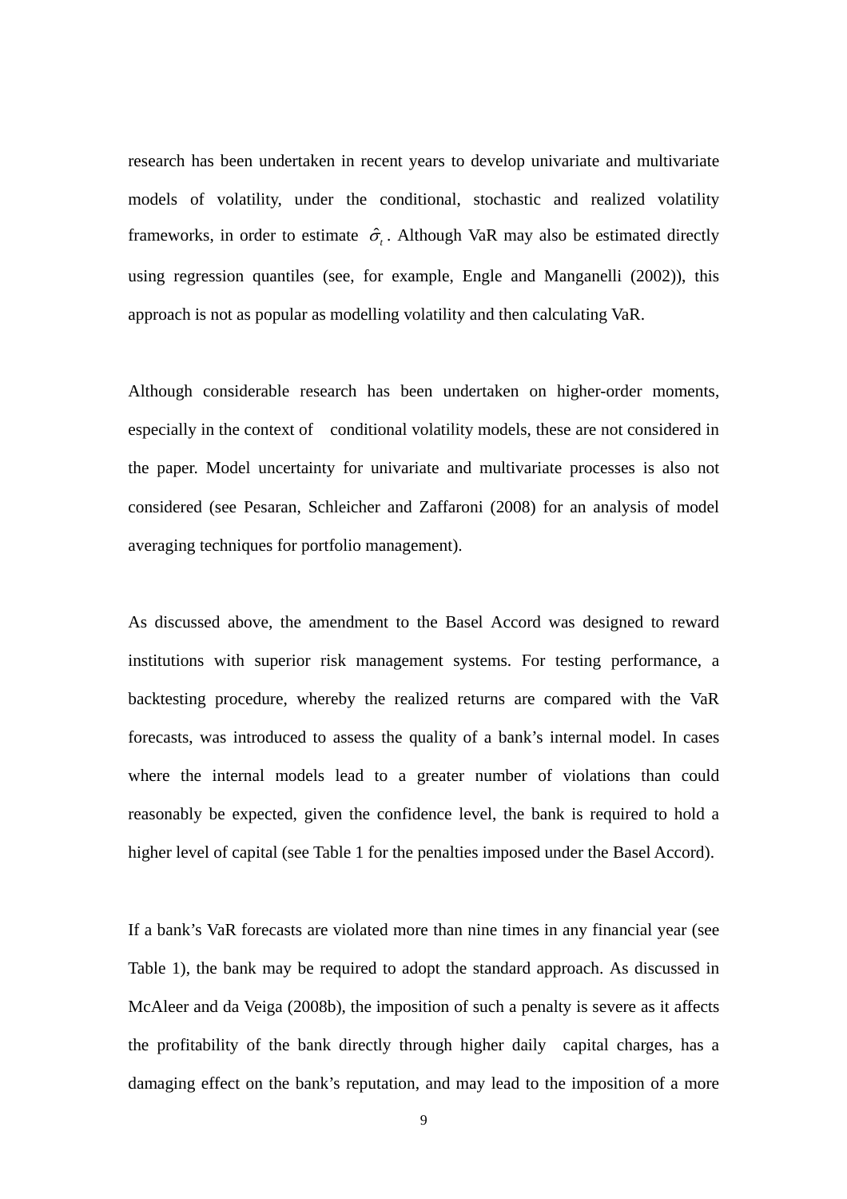research has been undertaken in recent years to develop univariate and multivariate models of volatility, under the conditional, stochastic and realized volatility frameworks, in order to estimate $\hat{\sigma}_t$. Although VaR may also be estimated directly using regression quantiles (see, for example, Engle and Manganelli (2002)), this approach is not as popular as modelling volatility and then calculating VaR.

Although considerable research has been undertaken on higher-order moments, especially in the context of conditional volatility models, these are not considered in the paper. Model uncertainty for univariate and multivariate processes is also not considered (see Pesaran, Schleicher and Zaffaroni (2008) for an analysis of model averaging techniques for portfolio management).

As discussed above, the amendment to the Basel Accord was designed to reward institutions with superior risk management systems. For testing performance, a backtesting procedure, whereby the realized returns are compared with the VaR forecasts, was introduced to assess the quality of a bank's internal model. In cases where the internal models lead to a greater number of violations than could reasonably be expected, given the confidence level, the bank is required to hold a higher level of capital (see Table 1 for the penalties imposed under the Basel Accord).

If a bank's VaR forecasts are violated more than nine times in any financial year (see Table 1), the bank may be required to adopt the standard approach. As discussed in McAleer and da Veiga (2008b), the imposition of such a penalty is severe as it affects the profitability of the bank directly through higher daily capital charges, has a damaging effect on the bank's reputation, and may lead to the imposition of a more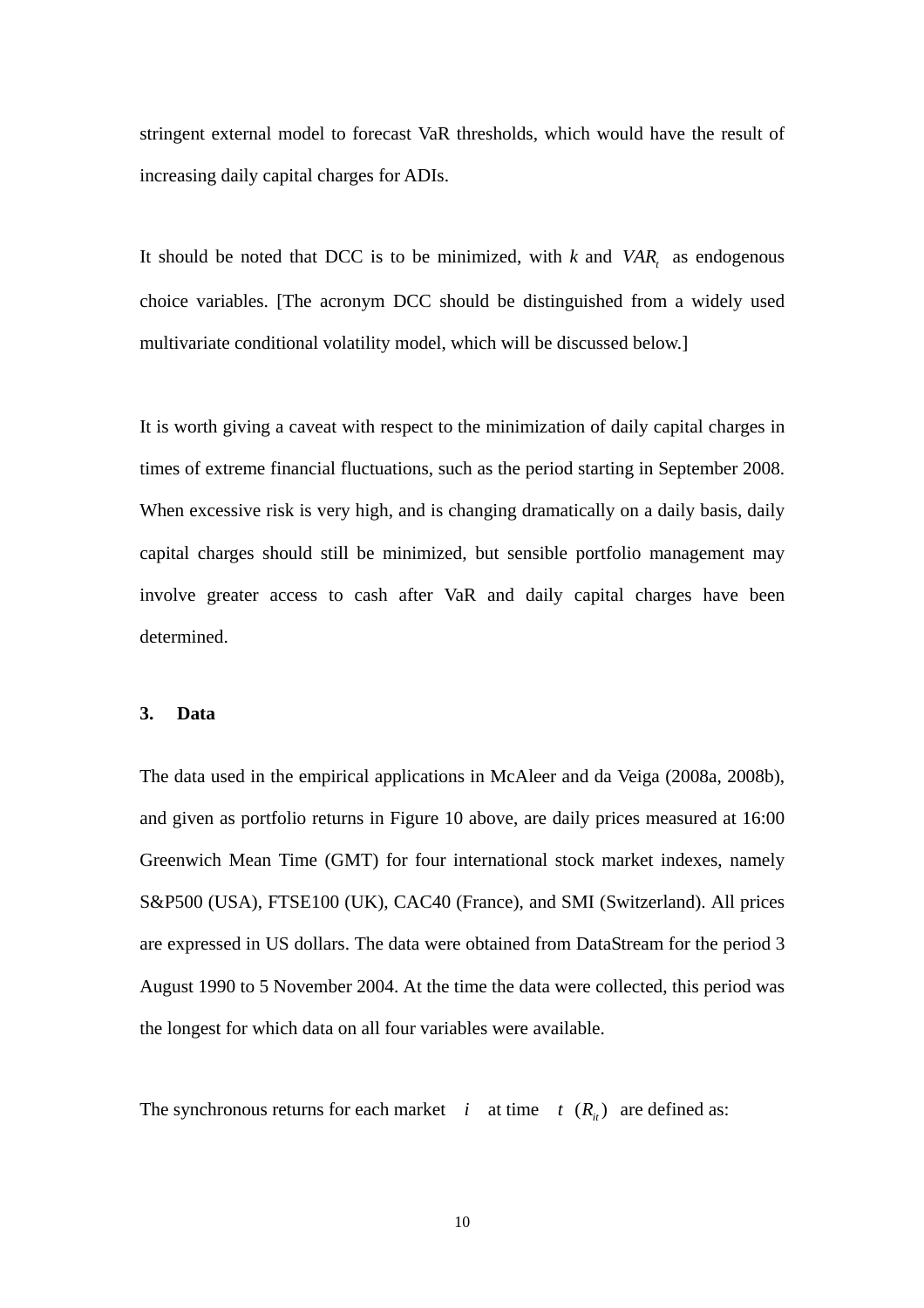stringent external model to forecast VaR thresholds, which would have the result of increasing daily capital charges for ADIs.

It should be noted that DCC is to be minimized, with $k$ and $VAR_t$ as endogenous choice variables. [The acronym DCC should be distinguished from a widely used multivariate conditional volatility model, which will be discussed below.]

It is worth giving a caveat with respect to the minimization of daily capital charges in times of extreme financial fluctuations, such as the period starting in September 2008. When excessive risk is very high, and is changing dramatically on a daily basis, daily capital charges should still be minimized, but sensible portfolio management may involve greater access to cash after VaR and daily capital charges have been determined.

## 3. Data

The data used in the empirical applications in McAleer and da Veiga (2008a, 2008b), and given as portfolio returns in Figure 10 above, are daily prices measured at 16:00 Greenwich Mean Time (GMT) for four international stock market indexes, namely S&P500 (USA), FTSE100 (UK), CAC40 (France), and SMI (Switzerland). All prices are expressed in US dollars. The data were obtained from DataStream for the period 3 August 1990 to 5 November 2004. At the time the data were collected, this period was the longest for which data on all four variables were available.

The synchronous returns for each market $i$ at time $t$ $(R_{it})$ are defined as: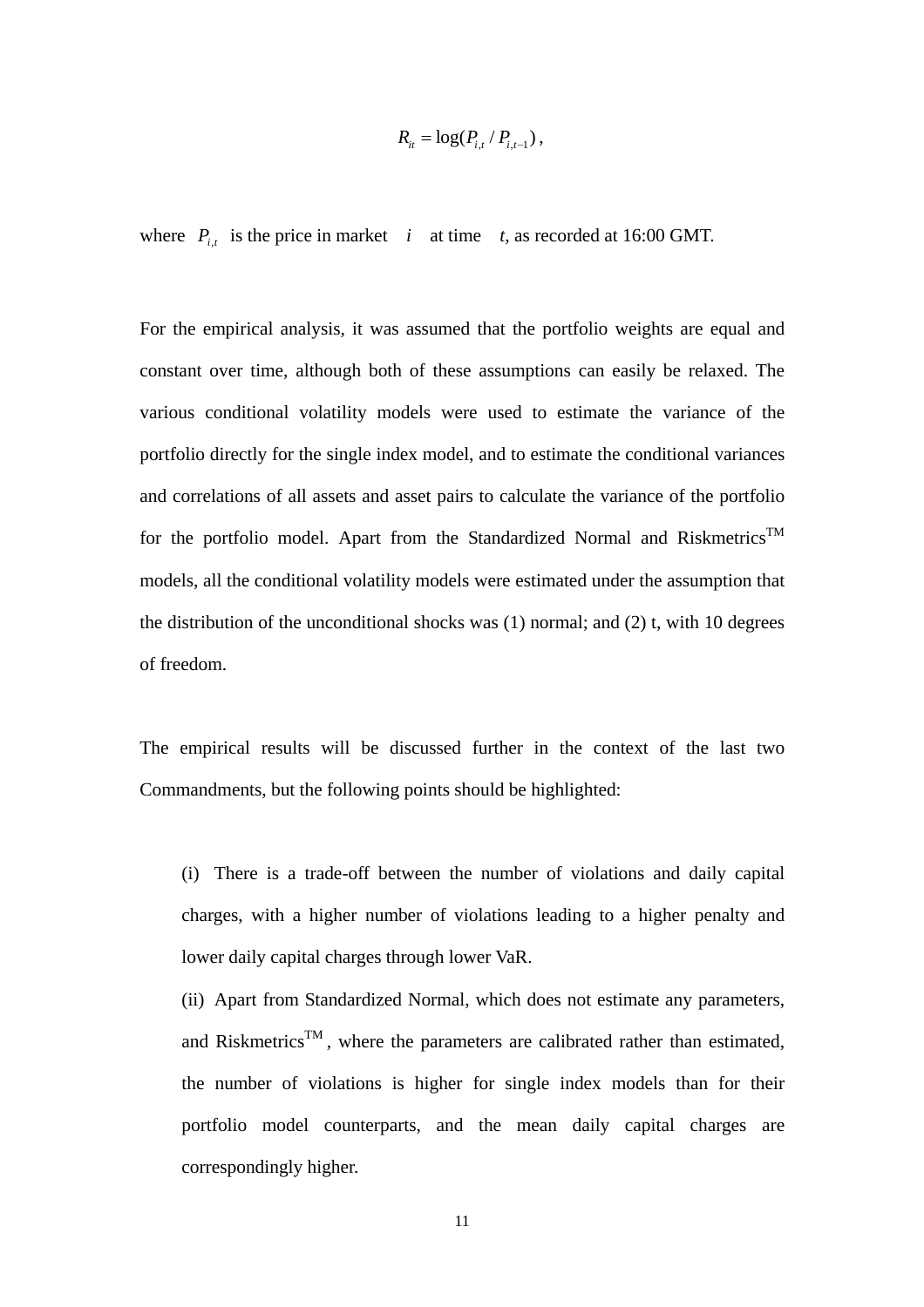$$R_{it} = \log(P_{i,t} / P_{i,t-1}),$$

where $P_{i,t}$ is the price in market $i$ at time $t$, as recorded at 16:00 GMT.

For the empirical analysis, it was assumed that the portfolio weights are equal and constant over time, although both of these assumptions can easily be relaxed. The various conditional volatility models were used to estimate the variance of the portfolio directly for the single index model, and to estimate the conditional variances and correlations of all assets and asset pairs to calculate the variance of the portfolio for the portfolio model. Apart from the Standardized Normal and Riskmetrics™ models, all the conditional volatility models were estimated under the assumption that the distribution of the unconditional shocks was (1) normal; and (2) t, with 10 degrees of freedom.

The empirical results will be discussed further in the context of the last two Commandments, but the following points should be highlighted:

(i) There is a trade-off between the number of violations and daily capital charges, with a higher number of violations leading to a higher penalty and lower daily capital charges through lower VaR.

(ii) Apart from Standardized Normal, which does not estimate any parameters, and Riskmetrics™, where the parameters are calibrated rather than estimated, the number of violations is higher for single index models than for their portfolio model counterparts, and the mean daily capital charges are correspondingly higher.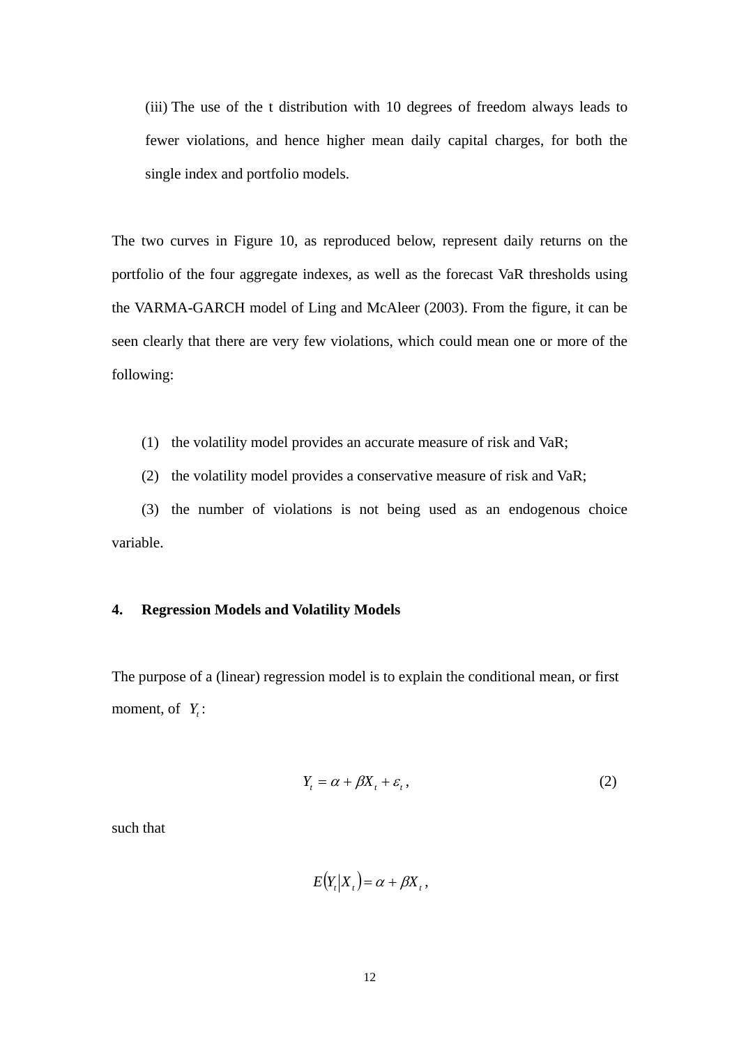(iii) The use of the t distribution with 10 degrees of freedom always leads to fewer violations, and hence higher mean daily capital charges, for both the single index and portfolio models.

The two curves in Figure 10, as reproduced below, represent daily returns on the portfolio of the four aggregate indexes, as well as the forecast VaR thresholds using the VARMA-GARCH model of Ling and McAleer (2003). From the figure, it can be seen clearly that there are very few violations, which could mean one or more of the following:

(1) the volatility model provides an accurate measure of risk and VaR;

(2) the volatility model provides a conservative measure of risk and VaR;

(3) the number of violations is not being used as an endogenous choice variable.

## 4. Regression Models and Volatility Models

The purpose of a (linear) regression model is to explain the conditional mean, or first moment, of $Y_t$:

$$Y_t = \alpha + \beta X_t + \varepsilon_t, \tag{2}$$

such that

$$E(Y_t | X_t) = \alpha + \beta X_t,$$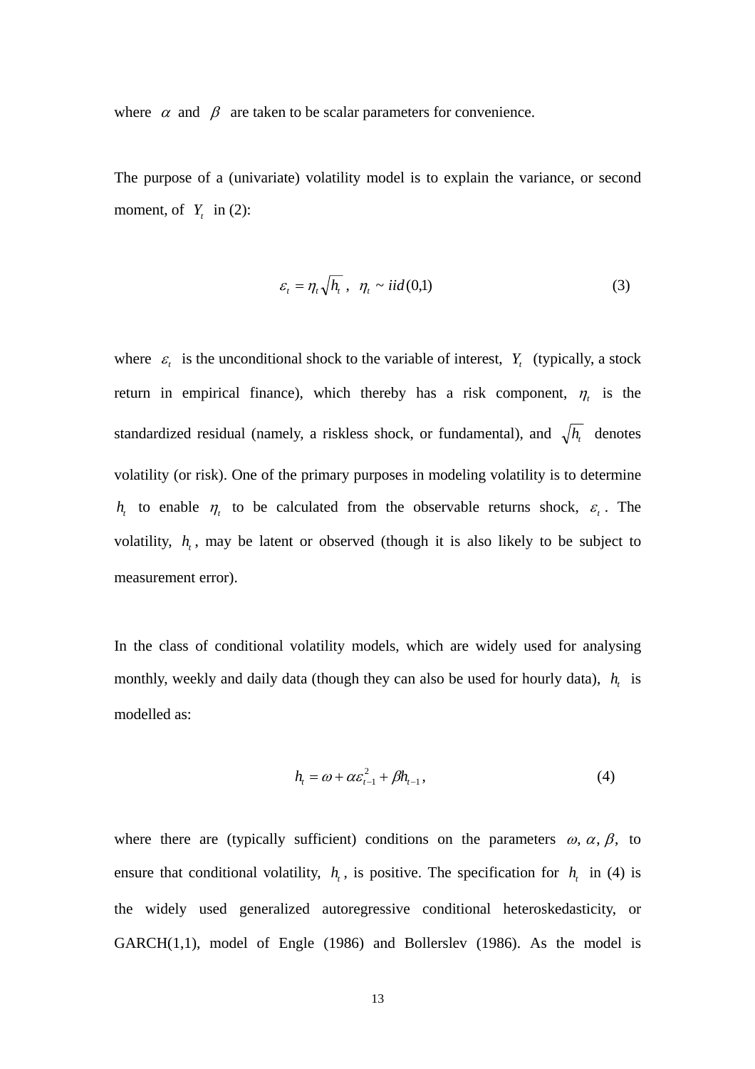where $\alpha$ and $\beta$ are taken to be scalar parameters for convenience.

The purpose of a (univariate) volatility model is to explain the variance, or second moment, of $Y_t$ in (2):

$$\varepsilon_t = \eta_t \sqrt{h_t}\ , \ \ \eta_t \sim iid(0,1) \tag{3}$$

where $\varepsilon_t$ is the unconditional shock to the variable of interest, $Y_t$ (typically, a stock return in empirical finance), which thereby has a risk component, $\eta_t$ is the standardized residual (namely, a riskless shock, or fundamental), and $\sqrt{h_t}$ denotes volatility (or risk). One of the primary purposes in modeling volatility is to determine $h_t$ to enable $\eta_t$ to be calculated from the observable returns shock, $\varepsilon_t$. The volatility, $h_t$, may be latent or observed (though it is also likely to be subject to measurement error).

In the class of conditional volatility models, which are widely used for analysing monthly, weekly and daily data (though they can also be used for hourly data), $h_t$ is modelled as:

$$h_t = \omega + \alpha\varepsilon_{t-1}^2 + \beta h_{t-1}\ , \tag{4}$$

where there are (typically sufficient) conditions on the parameters $\omega, \alpha, \beta,$ to ensure that conditional volatility, $h_t$, is positive. The specification for $h_t$ in (4) is the widely used generalized autoregressive conditional heteroskedasticity, or GARCH(1,1), model of Engle (1986) and Bollerslev (1986). As the model is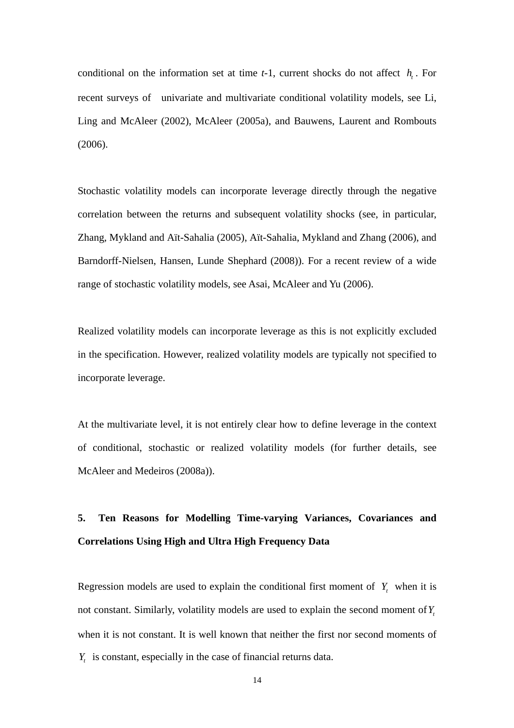conditional on the information set at time *t*-1, current shocks do not affect $h_t$. For recent surveys of univariate and multivariate conditional volatility models, see Li, Ling and McAleer (2002), McAleer (2005a), and Bauwens, Laurent and Rombouts (2006).

Stochastic volatility models can incorporate leverage directly through the negative correlation between the returns and subsequent volatility shocks (see, in particular, Zhang, Mykland and Aït-Sahalia (2005), Aït-Sahalia, Mykland and Zhang (2006), and Barndorff-Nielsen, Hansen, Lunde Shephard (2008)). For a recent review of a wide range of stochastic volatility models, see Asai, McAleer and Yu (2006).

Realized volatility models can incorporate leverage as this is not explicitly excluded in the specification. However, realized volatility models are typically not specified to incorporate leverage.

At the multivariate level, it is not entirely clear how to define leverage in the context of conditional, stochastic or realized volatility models (for further details, see McAleer and Medeiros (2008a)).

## 5. Ten Reasons for Modelling Time-varying Variances, Covariances and Correlations Using High and Ultra High Frequency Data

Regression models are used to explain the conditional first moment of $Y_t$ when it is not constant. Similarly, volatility models are used to explain the second moment of $Y_t$ when it is not constant. It is well known that neither the first nor second moments of $Y_t$ is constant, especially in the case of financial returns data.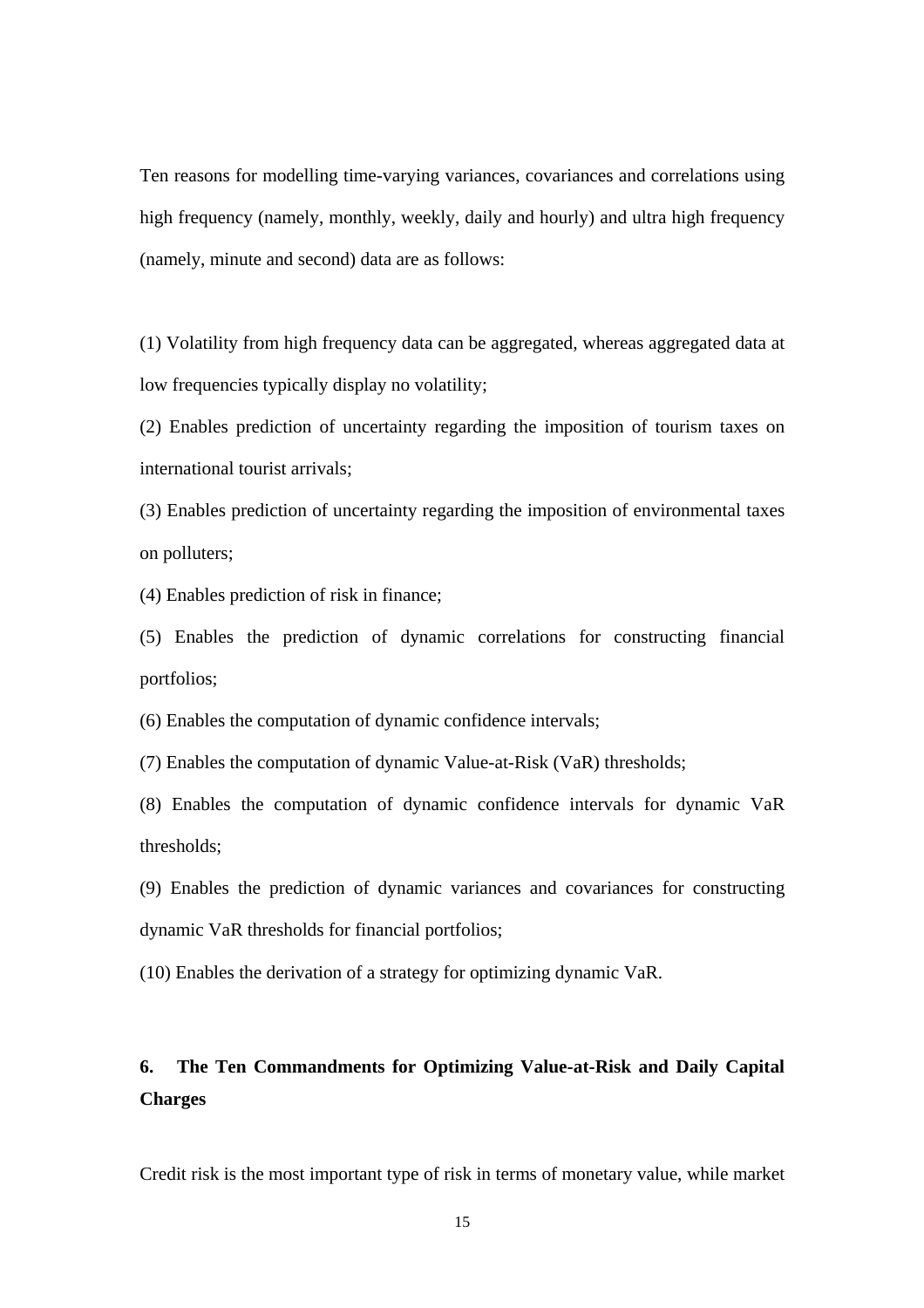Ten reasons for modelling time-varying variances, covariances and correlations using high frequency (namely, monthly, weekly, daily and hourly) and ultra high frequency (namely, minute and second) data are as follows:

(1) Volatility from high frequency data can be aggregated, whereas aggregated data at low frequencies typically display no volatility;

(2) Enables prediction of uncertainty regarding the imposition of tourism taxes on international tourist arrivals;

(3) Enables prediction of uncertainty regarding the imposition of environmental taxes on polluters;

(4) Enables prediction of risk in finance;

(5) Enables the prediction of dynamic correlations for constructing financial portfolios;

(6) Enables the computation of dynamic confidence intervals;

(7) Enables the computation of dynamic Value-at-Risk (VaR) thresholds;

(8) Enables the computation of dynamic confidence intervals for dynamic VaR thresholds;

(9) Enables the prediction of dynamic variances and covariances for constructing dynamic VaR thresholds for financial portfolios;

(10) Enables the derivation of a strategy for optimizing dynamic VaR.

## 6. The Ten Commandments for Optimizing Value-at-Risk and Daily Capital Charges

Credit risk is the most important type of risk in terms of monetary value, while market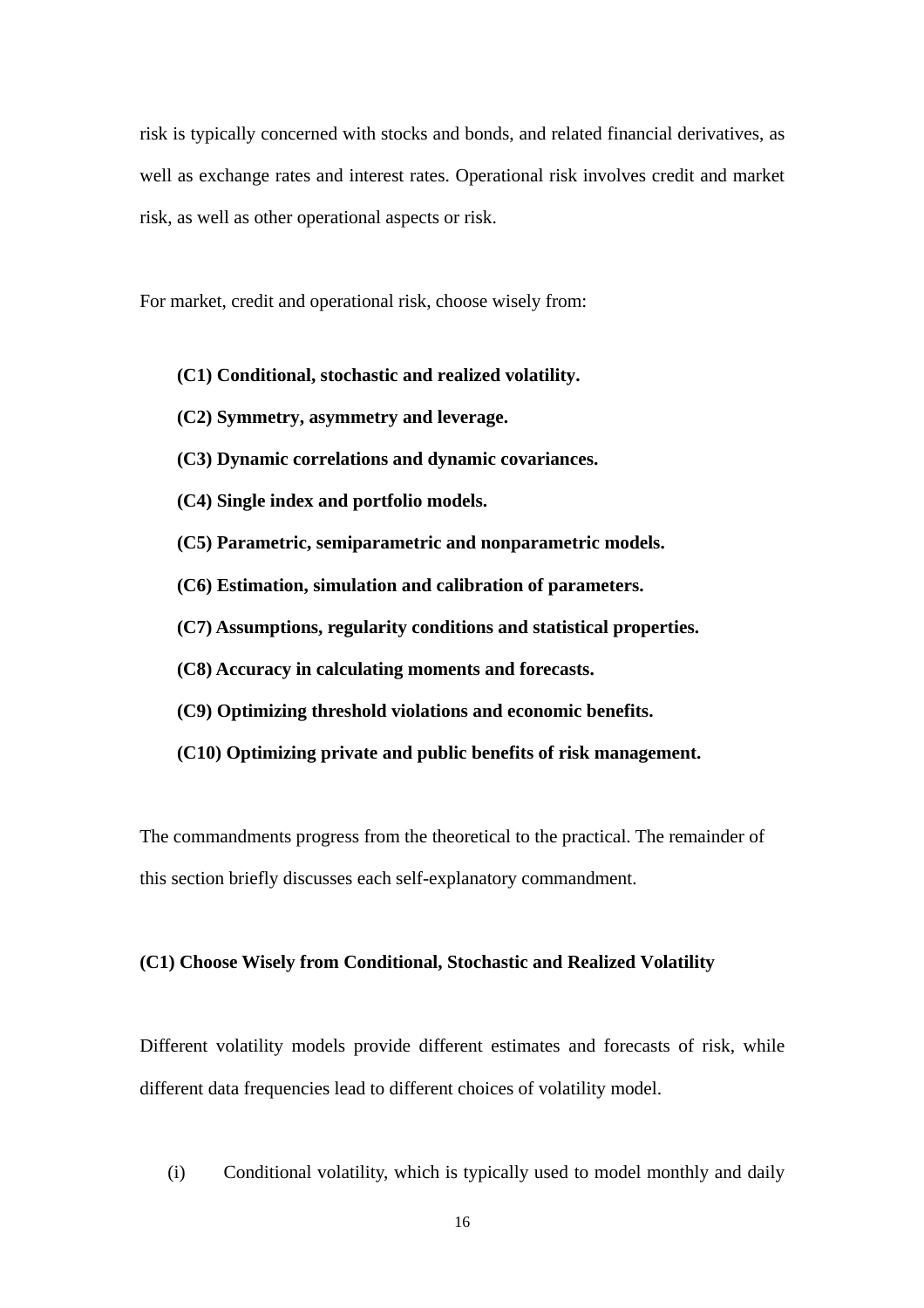risk is typically concerned with stocks and bonds, and related financial derivatives, as well as exchange rates and interest rates. Operational risk involves credit and market risk, as well as other operational aspects or risk.

For market, credit and operational risk, choose wisely from:

> **(C1) Conditional, stochastic and realized volatility.**
>
> **(C2) Symmetry, asymmetry and leverage.**
>
> **(C3) Dynamic correlations and dynamic covariances.**
>
> **(C4) Single index and portfolio models.**
>
> **(C5) Parametric, semiparametric and nonparametric models.**
>
> **(C6) Estimation, simulation and calibration of parameters.**
>
> **(C7) Assumptions, regularity conditions and statistical properties.**
>
> **(C8) Accuracy in calculating moments and forecasts.**
>
> **(C9) Optimizing threshold violations and economic benefits.**
>
> **(C10) Optimizing private and public benefits of risk management.**

The commandments progress from the theoretical to the practical. The remainder of this section briefly discusses each self-explanatory commandment.

**(C1) Choose Wisely from Conditional, Stochastic and Realized Volatility**

Different volatility models provide different estimates and forecasts of risk, while different data frequencies lead to different choices of volatility model.

(i) Conditional volatility, which is typically used to model monthly and daily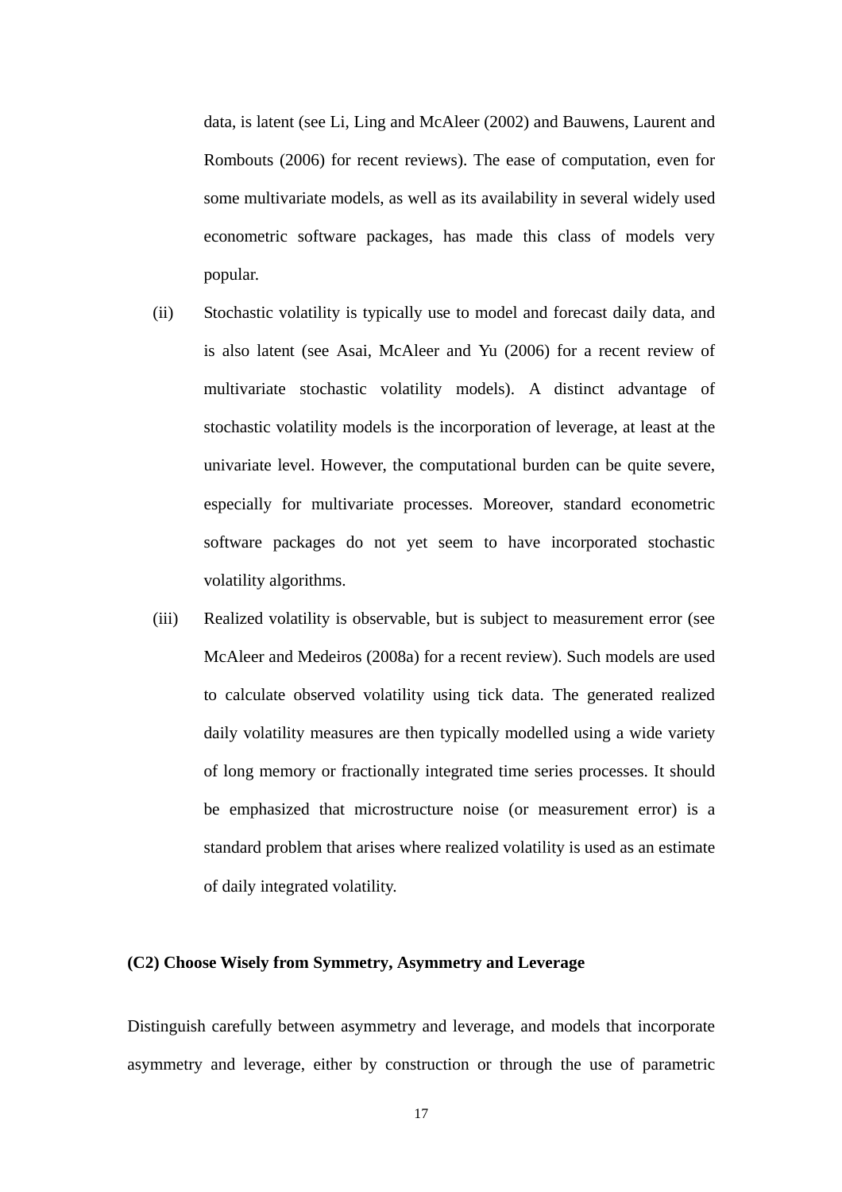data, is latent (see Li, Ling and McAleer (2002) and Bauwens, Laurent and Rombouts (2006) for recent reviews). The ease of computation, even for some multivariate models, as well as its availability in several widely used econometric software packages, has made this class of models very popular.

(ii) Stochastic volatility is typically use to model and forecast daily data, and is also latent (see Asai, McAleer and Yu (2006) for a recent review of multivariate stochastic volatility models). A distinct advantage of stochastic volatility models is the incorporation of leverage, at least at the univariate level. However, the computational burden can be quite severe, especially for multivariate processes. Moreover, standard econometric software packages do not yet seem to have incorporated stochastic volatility algorithms.

(iii) Realized volatility is observable, but is subject to measurement error (see McAleer and Medeiros (2008a) for a recent review). Such models are used to calculate observed volatility using tick data. The generated realized daily volatility measures are then typically modelled using a wide variety of long memory or fractionally integrated time series processes. It should be emphasized that microstructure noise (or measurement error) is a standard problem that arises where realized volatility is used as an estimate of daily integrated volatility.

**(C2) Choose Wisely from Symmetry, Asymmetry and Leverage**

Distinguish carefully between asymmetry and leverage, and models that incorporate asymmetry and leverage, either by construction or through the use of parametric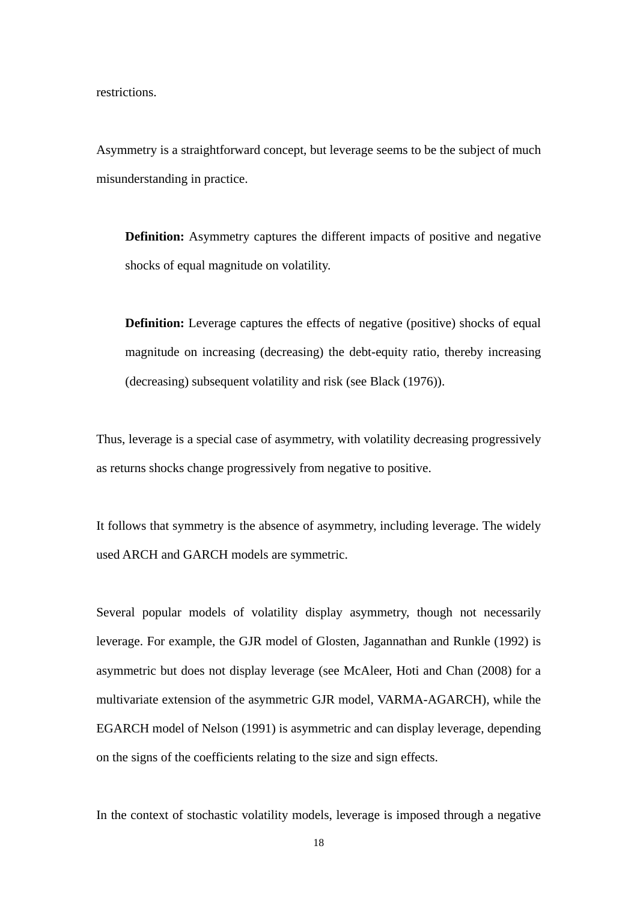restrictions.

Asymmetry is a straightforward concept, but leverage seems to be the subject of much misunderstanding in practice.

> **Definition:** Asymmetry captures the different impacts of positive and negative shocks of equal magnitude on volatility.

> **Definition:** Leverage captures the effects of negative (positive) shocks of equal magnitude on increasing (decreasing) the debt-equity ratio, thereby increasing (decreasing) subsequent volatility and risk (see Black (1976)).

Thus, leverage is a special case of asymmetry, with volatility decreasing progressively as returns shocks change progressively from negative to positive.

It follows that symmetry is the absence of asymmetry, including leverage. The widely used ARCH and GARCH models are symmetric.

Several popular models of volatility display asymmetry, though not necessarily leverage. For example, the GJR model of Glosten, Jagannathan and Runkle (1992) is asymmetric but does not display leverage (see McAleer, Hoti and Chan (2008) for a multivariate extension of the asymmetric GJR model, VARMA-AGARCH), while the EGARCH model of Nelson (1991) is asymmetric and can display leverage, depending on the signs of the coefficients relating to the size and sign effects.

In the context of stochastic volatility models, leverage is imposed through a negative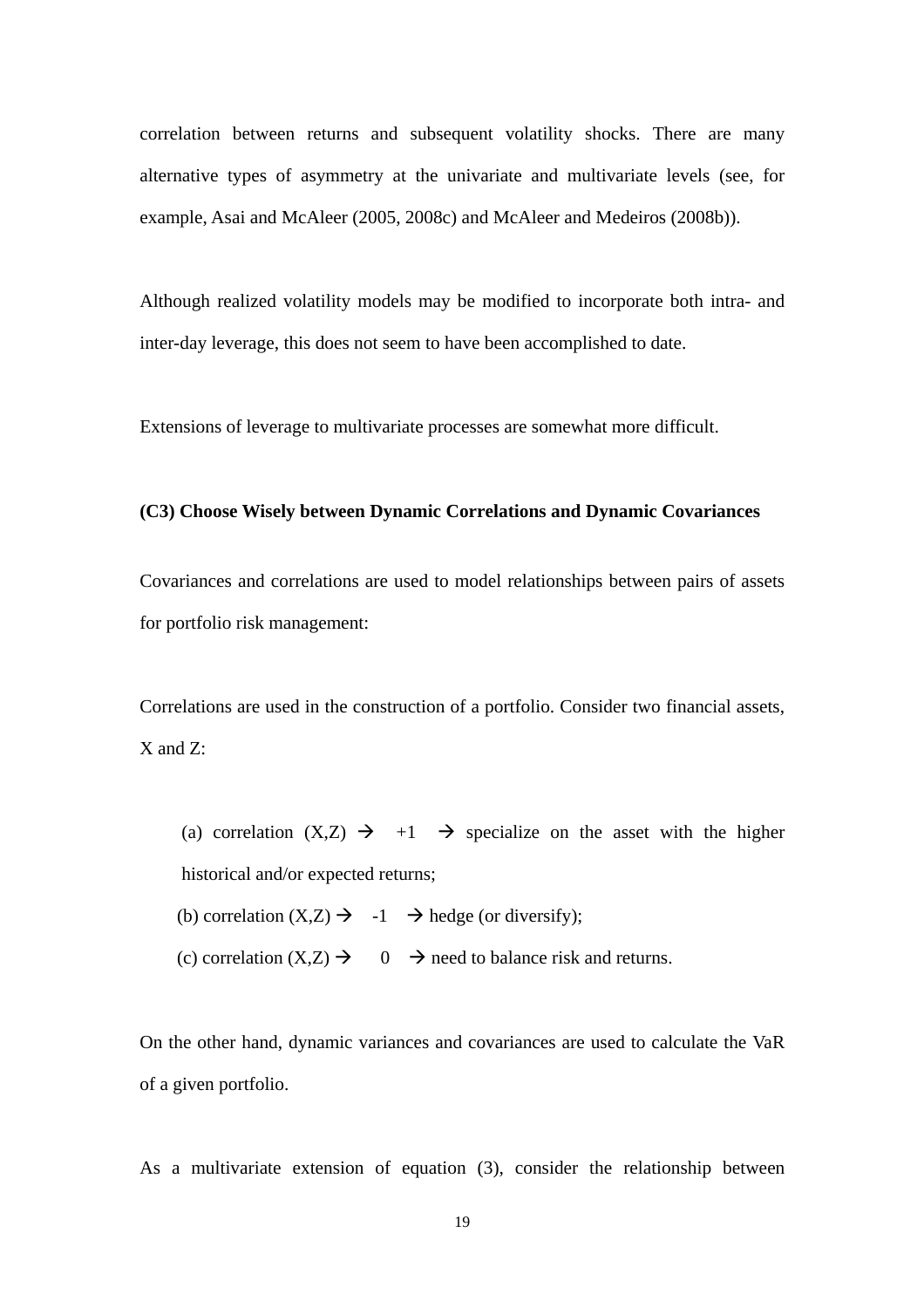correlation between returns and subsequent volatility shocks. There are many alternative types of asymmetry at the univariate and multivariate levels (see, for example, Asai and McAleer (2005, 2008c) and McAleer and Medeiros (2008b)).

Although realized volatility models may be modified to incorporate both intra- and inter-day leverage, this does not seem to have been accomplished to date.

Extensions of leverage to multivariate processes are somewhat more difficult.

**(C3) Choose Wisely between Dynamic Correlations and Dynamic Covariances**

Covariances and correlations are used to model relationships between pairs of assets for portfolio risk management:

Correlations are used in the construction of a portfolio. Consider two financial assets, X and Z:

(a) correlation (X,Z) → +1 → specialize on the asset with the higher historical and/or expected returns;

(b) correlation (X,Z) → -1 → hedge (or diversify);

(c) correlation (X,Z) → 0 → need to balance risk and returns.

On the other hand, dynamic variances and covariances are used to calculate the VaR of a given portfolio.

As a multivariate extension of equation (3), consider the relationship between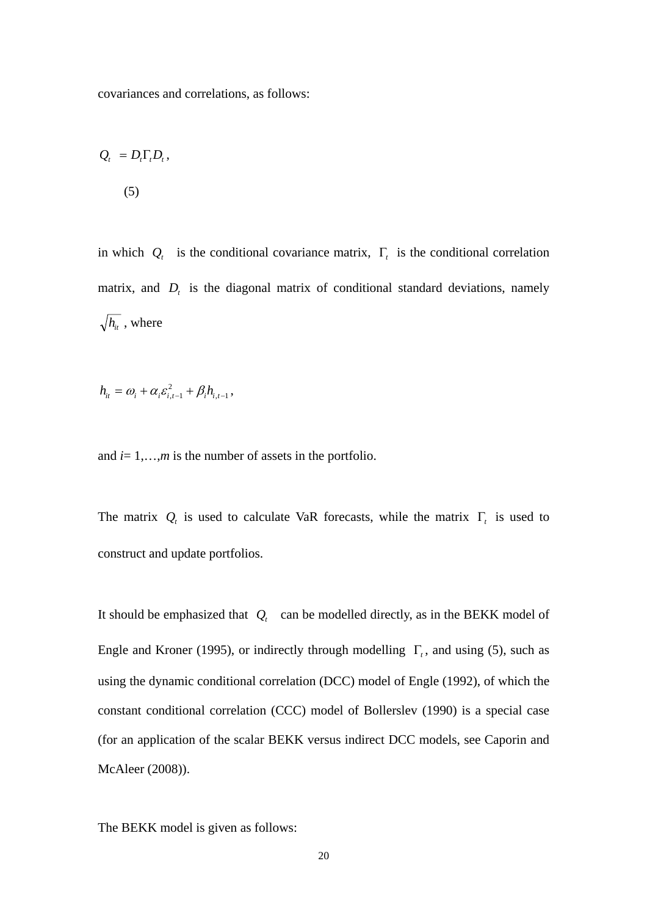covariances and correlations, as follows:

$$Q_t = D_t \Gamma_t D_t, \quad (5)$$

in which $Q_t$ is the conditional covariance matrix, $\Gamma_t$ is the conditional correlation matrix, and $D_t$ is the diagonal matrix of conditional standard deviations, namely $\sqrt{h_{it}}$, where

$$h_{it} = \omega_i + \alpha_i \varepsilon_{i,t-1}^2 + \beta_i h_{i,t-1},$$

and $i$= 1,…,$m$ is the number of assets in the portfolio.

The matrix $Q_t$ is used to calculate VaR forecasts, while the matrix $\Gamma_t$ is used to construct and update portfolios.

It should be emphasized that $Q_t$ can be modelled directly, as in the BEKK model of Engle and Kroner (1995), or indirectly through modelling $\Gamma_t$, and using (5), such as using the dynamic conditional correlation (DCC) model of Engle (1992), of which the constant conditional correlation (CCC) model of Bollerslev (1990) is a special case (for an application of the scalar BEKK versus indirect DCC models, see Caporin and McAleer (2008)).

The BEKK model is given as follows: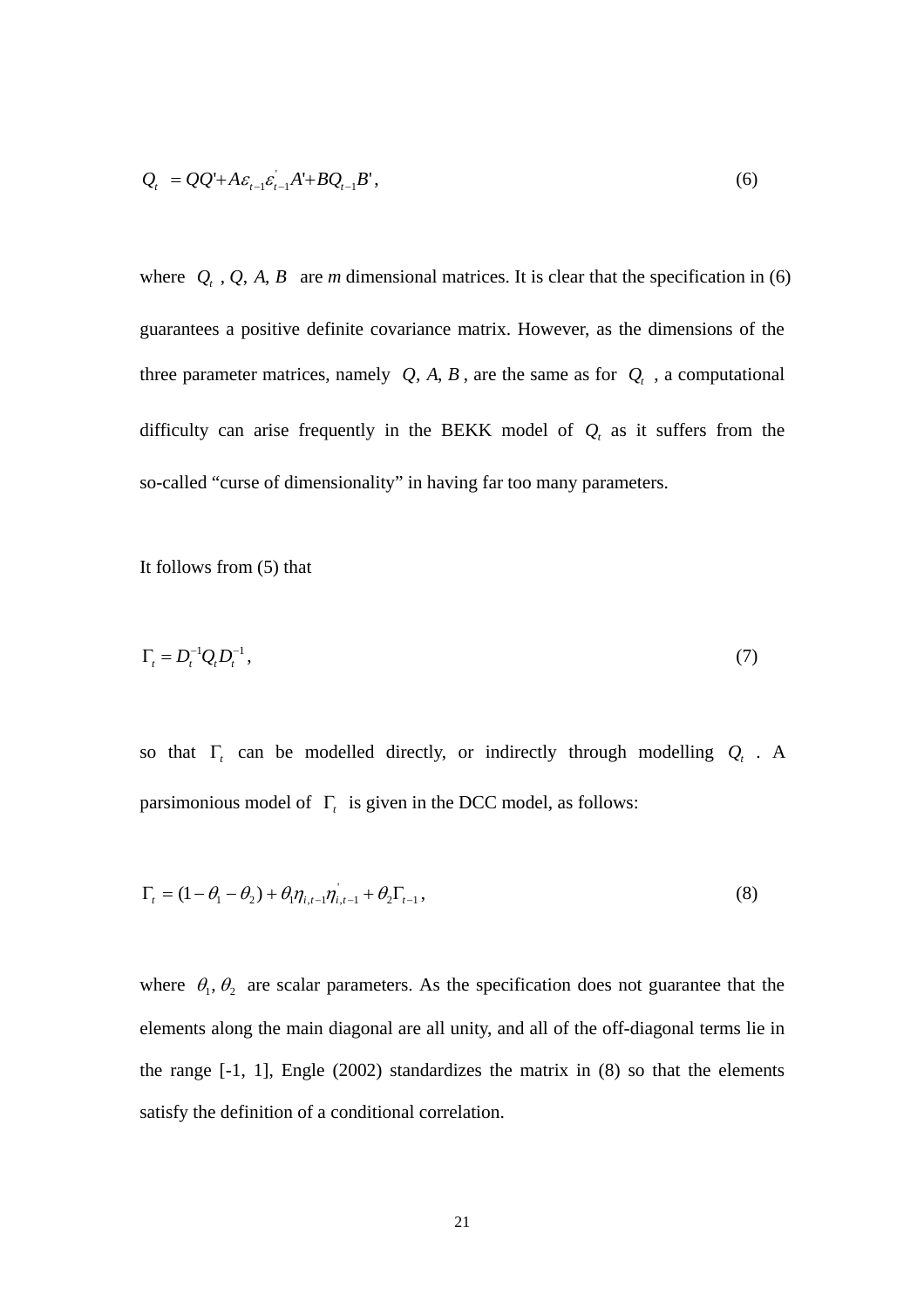$$Q_t = QQ' + A\varepsilon_{t-1}\varepsilon_{t-1}^{'}A' + BQ_{t-1}B', \tag{6}$$

where $Q_t$ , $Q$, $A$, $B$ are $m$ dimensional matrices. It is clear that the specification in (6) guarantees a positive definite covariance matrix. However, as the dimensions of the three parameter matrices, namely $Q$, $A$, $B$ , are the same as for $Q_t$ , a computational difficulty can arise frequently in the BEKK model of $Q_t$ as it suffers from the so-called "curse of dimensionality" in having far too many parameters.

It follows from (5) that

$$\Gamma_t = D_t^{-1} Q_t D_t^{-1}, \tag{7}$$

so that $\Gamma_t$ can be modelled directly, or indirectly through modelling $Q_t$ . A parsimonious model of $\Gamma_t$ is given in the DCC model, as follows:

$$\Gamma_t = (1 - \theta_1 - \theta_2) + \theta_1 \eta_{i,t-1} \eta_{i,t-1}^{'} + \theta_2 \Gamma_{t-1}, \tag{8}$$

where $\theta_1, \theta_2$ are scalar parameters. As the specification does not guarantee that the elements along the main diagonal are all unity, and all of the off-diagonal terms lie in the range [-1, 1], Engle (2002) standardizes the matrix in (8) so that the elements satisfy the definition of a conditional correlation.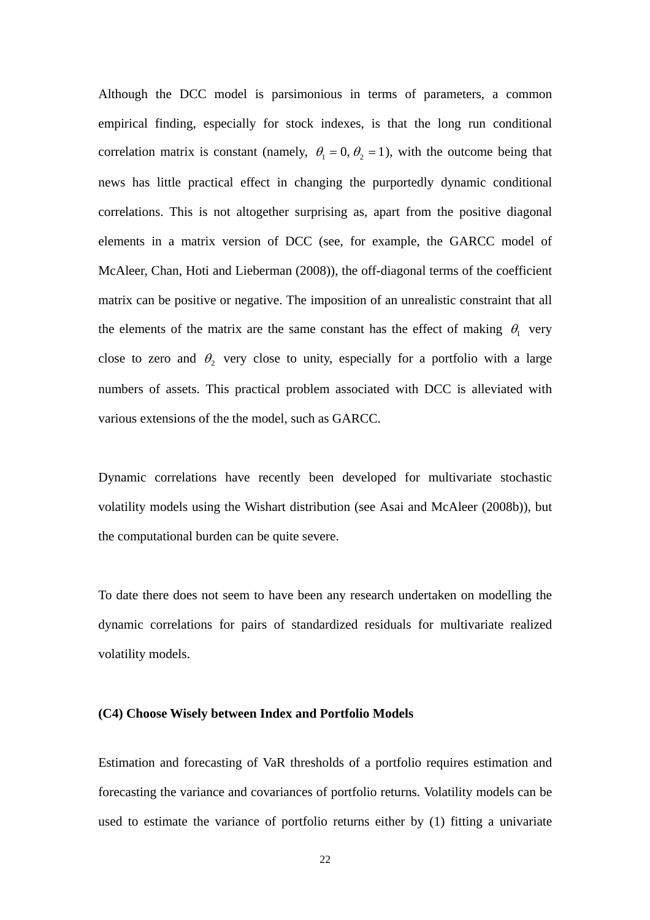Although the DCC model is parsimonious in terms of parameters, a common empirical finding, especially for stock indexes, is that the long run conditional correlation matrix is constant (namely, $\theta_1 = 0, \theta_2 = 1$), with the outcome being that news has little practical effect in changing the purportedly dynamic conditional correlations. This is not altogether surprising as, apart from the positive diagonal elements in a matrix version of DCC (see, for example, the GARCC model of McAleer, Chan, Hoti and Lieberman (2008)), the off-diagonal terms of the coefficient matrix can be positive or negative. The imposition of an unrealistic constraint that all the elements of the matrix are the same constant has the effect of making $\theta_1$ very close to zero and $\theta_2$ very close to unity, especially for a portfolio with a large numbers of assets. This practical problem associated with DCC is alleviated with various extensions of the the model, such as GARCC.

Dynamic correlations have recently been developed for multivariate stochastic volatility models using the Wishart distribution (see Asai and McAleer (2008b)), but the computational burden can be quite severe.

To date there does not seem to have been any research undertaken on modelling the dynamic correlations for pairs of standardized residuals for multivariate realized volatility models.

**(C4) Choose Wisely between Index and Portfolio Models**

Estimation and forecasting of VaR thresholds of a portfolio requires estimation and forecasting the variance and covariances of portfolio returns. Volatility models can be used to estimate the variance of portfolio returns either by (1) fitting a univariate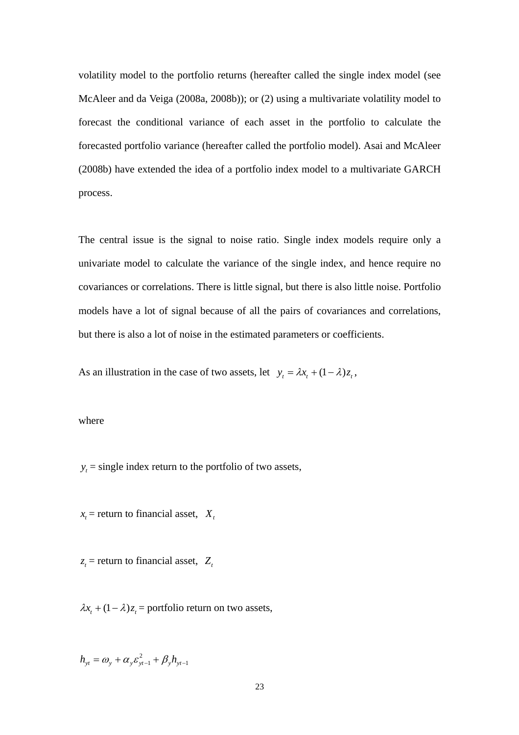volatility model to the portfolio returns (hereafter called the single index model (see McAleer and da Veiga (2008a, 2008b)); or (2) using a multivariate volatility model to forecast the conditional variance of each asset in the portfolio to calculate the forecasted portfolio variance (hereafter called the portfolio model). Asai and McAleer (2008b) have extended the idea of a portfolio index model to a multivariate GARCH process.

The central issue is the signal to noise ratio. Single index models require only a univariate model to calculate the variance of the single index, and hence require no covariances or correlations. There is little signal, but there is also little noise. Portfolio models have a lot of signal because of all the pairs of covariances and correlations, but there is also a lot of noise in the estimated parameters or coefficients.

As an illustration in the case of two assets, let $y_t = \lambda x_t + (1-\lambda) z_t$,

where

$y_t$ = single index return to the portfolio of two assets,

$x_t$ = return to financial asset, $X_t$

$z_t$ = return to financial asset, $Z_t$

$\lambda x_t + (1-\lambda) z_t$ = portfolio return on two assets,

$$h_{yt} = \omega_y + \alpha_y \varepsilon_{yt-1}^2 + \beta_y h_{yt-1}$$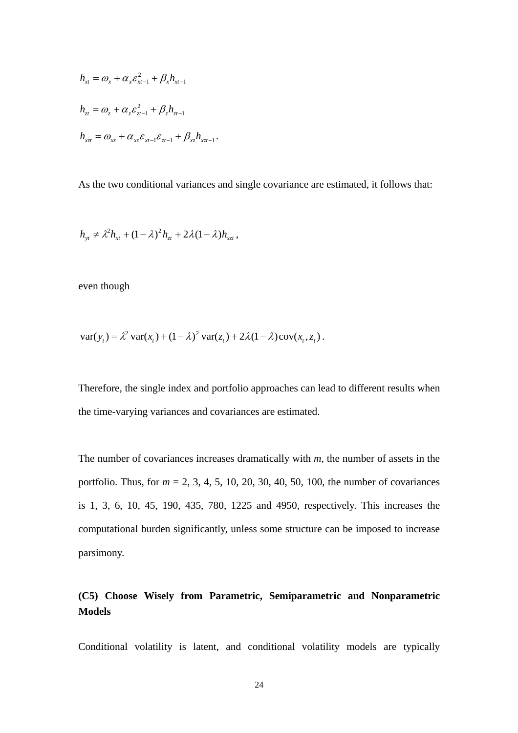$$h_{xt} = \omega_x + \alpha_x \varepsilon_{xt-1}^2 + \beta_x h_{xt-1}$$

$$h_{zt} = \omega_z + \alpha_z \varepsilon_{zt-1}^2 + \beta_z h_{zt-1}$$

$$h_{xzt} = \omega_{xz} + \alpha_{xz} \varepsilon_{xt-1} \varepsilon_{zt-1} + \beta_{xz} h_{xzt-1} .$$

As the two conditional variances and single covariance are estimated, it follows that:

$$h_{yt} \neq \lambda^2 h_{xt} + (1-\lambda)^2 h_{zt} + 2\lambda(1-\lambda) h_{xzt} ,$$

even though

$$\mathrm{var}(y_t) = \lambda^2 \,\mathrm{var}(x_t) + (1-\lambda)^2 \,\mathrm{var}(z_t) + 2\lambda(1-\lambda)\,\mathrm{cov}(x_t, z_t) .$$

Therefore, the single index and portfolio approaches can lead to different results when the time-varying variances and covariances are estimated.

The number of covariances increases dramatically with $m$, the number of assets in the portfolio. Thus, for $m$ = 2, 3, 4, 5, 10, 20, 30, 40, 50, 100, the number of covariances is 1, 3, 6, 10, 45, 190, 435, 780, 1225 and 4950, respectively. This increases the computational burden significantly, unless some structure can be imposed to increase parsimony.

**(C5) Choose Wisely from Parametric, Semiparametric and Nonparametric Models**

Conditional volatility is latent, and conditional volatility models are typically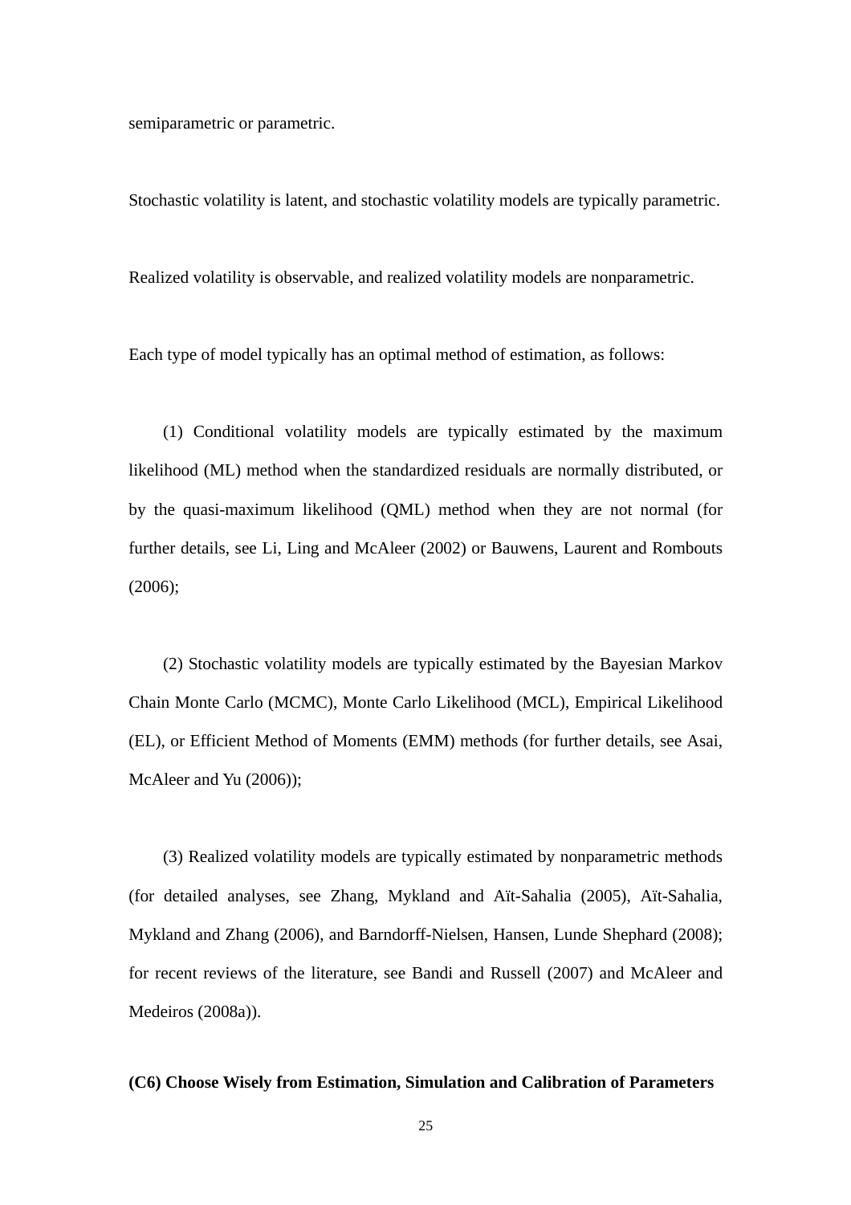semiparametric or parametric.

Stochastic volatility is latent, and stochastic volatility models are typically parametric.

Realized volatility is observable, and realized volatility models are nonparametric.

Each type of model typically has an optimal method of estimation, as follows:

(1) Conditional volatility models are typically estimated by the maximum likelihood (ML) method when the standardized residuals are normally distributed, or by the quasi-maximum likelihood (QML) method when they are not normal (for further details, see Li, Ling and McAleer (2002) or Bauwens, Laurent and Rombouts (2006);

(2) Stochastic volatility models are typically estimated by the Bayesian Markov Chain Monte Carlo (MCMC), Monte Carlo Likelihood (MCL), Empirical Likelihood (EL), or Efficient Method of Moments (EMM) methods (for further details, see Asai, McAleer and Yu (2006));

(3) Realized volatility models are typically estimated by nonparametric methods (for detailed analyses, see Zhang, Mykland and Aït-Sahalia (2005), Aït-Sahalia, Mykland and Zhang (2006), and Barndorff-Nielsen, Hansen, Lunde Shephard (2008); for recent reviews of the literature, see Bandi and Russell (2007) and McAleer and Medeiros (2008a)).

**(C6) Choose Wisely from Estimation, Simulation and Calibration of Parameters**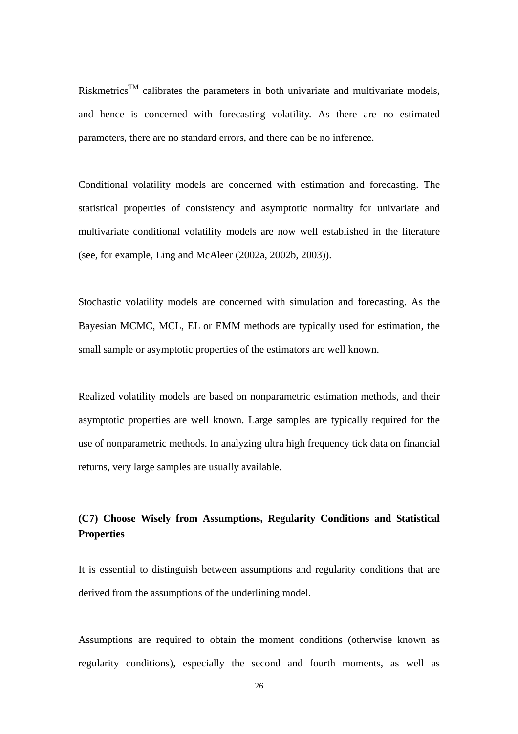Riskmetrics[TM] calibrates the parameters in both univariate and multivariate models, and hence is concerned with forecasting volatility. As there are no estimated parameters, there are no standard errors, and there can be no inference.

Conditional volatility models are concerned with estimation and forecasting. The statistical properties of consistency and asymptotic normality for univariate and multivariate conditional volatility models are now well established in the literature (see, for example, Ling and McAleer (2002a, 2002b, 2003)).

Stochastic volatility models are concerned with simulation and forecasting. As the Bayesian MCMC, MCL, EL or EMM methods are typically used for estimation, the small sample or asymptotic properties of the estimators are well known.

Realized volatility models are based on nonparametric estimation methods, and their asymptotic properties are well known. Large samples are typically required for the use of nonparametric methods. In analyzing ultra high frequency tick data on financial returns, very large samples are usually available.

**(C7) Choose Wisely from Assumptions, Regularity Conditions and Statistical Properties**

It is essential to distinguish between assumptions and regularity conditions that are derived from the assumptions of the underlining model.

Assumptions are required to obtain the moment conditions (otherwise known as regularity conditions), especially the second and fourth moments, as well as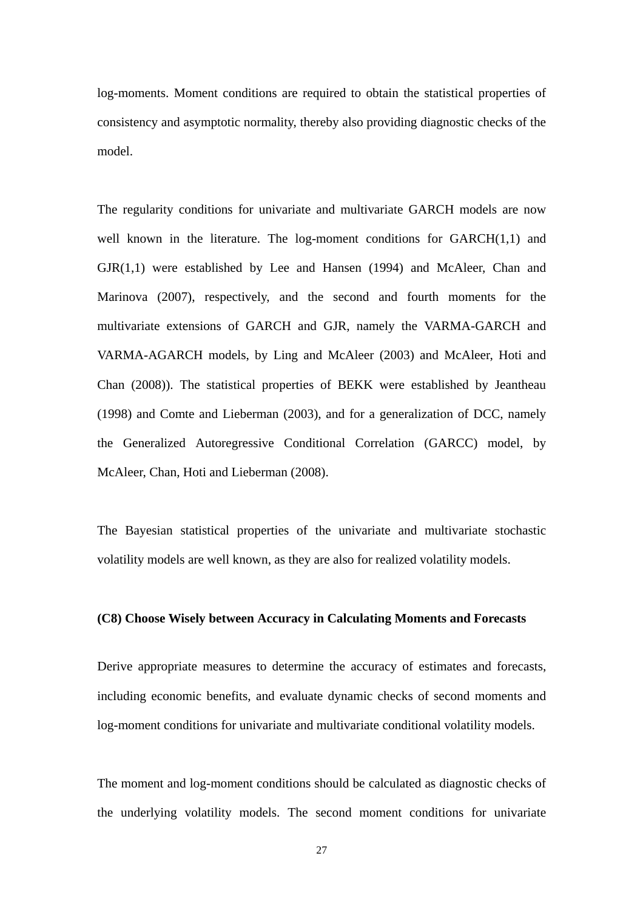log-moments. Moment conditions are required to obtain the statistical properties of consistency and asymptotic normality, thereby also providing diagnostic checks of the model.

The regularity conditions for univariate and multivariate GARCH models are now well known in the literature. The log-moment conditions for GARCH(1,1) and GJR(1,1) were established by Lee and Hansen (1994) and McAleer, Chan and Marinova (2007), respectively, and the second and fourth moments for the multivariate extensions of GARCH and GJR, namely the VARMA-GARCH and VARMA-AGARCH models, by Ling and McAleer (2003) and McAleer, Hoti and Chan (2008)). The statistical properties of BEKK were established by Jeantheau (1998) and Comte and Lieberman (2003), and for a generalization of DCC, namely the Generalized Autoregressive Conditional Correlation (GARCC) model, by McAleer, Chan, Hoti and Lieberman (2008).

The Bayesian statistical properties of the univariate and multivariate stochastic volatility models are well known, as they are also for realized volatility models.

**(C8) Choose Wisely between Accuracy in Calculating Moments and Forecasts**

Derive appropriate measures to determine the accuracy of estimates and forecasts, including economic benefits, and evaluate dynamic checks of second moments and log-moment conditions for univariate and multivariate conditional volatility models.

The moment and log-moment conditions should be calculated as diagnostic checks of the underlying volatility models. The second moment conditions for univariate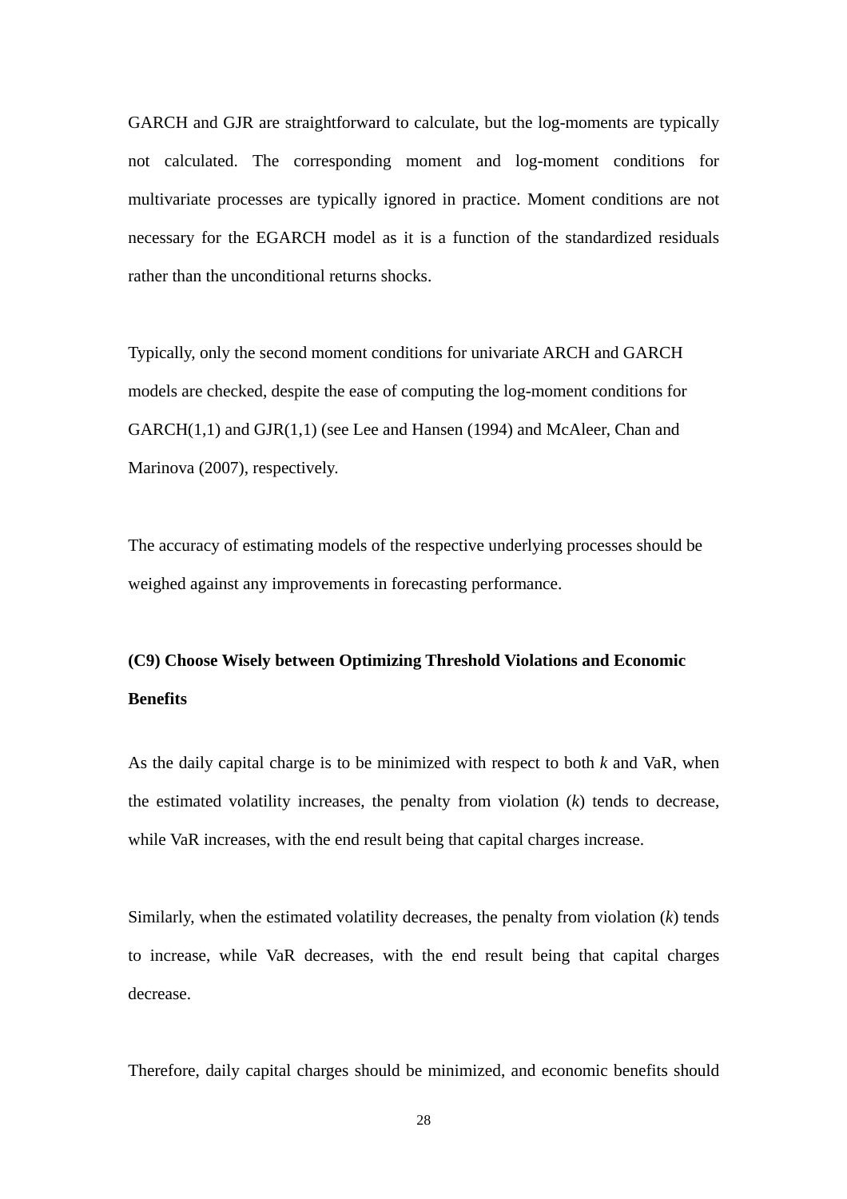GARCH and GJR are straightforward to calculate, but the log-moments are typically not calculated. The corresponding moment and log-moment conditions for multivariate processes are typically ignored in practice. Moment conditions are not necessary for the EGARCH model as it is a function of the standardized residuals rather than the unconditional returns shocks.

Typically, only the second moment conditions for univariate ARCH and GARCH models are checked, despite the ease of computing the log-moment conditions for GARCH(1,1) and GJR(1,1) (see Lee and Hansen (1994) and McAleer, Chan and Marinova (2007), respectively.

The accuracy of estimating models of the respective underlying processes should be weighed against any improvements in forecasting performance.

**(C9) Choose Wisely between Optimizing Threshold Violations and Economic Benefits**

As the daily capital charge is to be minimized with respect to both $k$ and VaR, when the estimated volatility increases, the penalty from violation ($k$) tends to decrease, while VaR increases, with the end result being that capital charges increase.

Similarly, when the estimated volatility decreases, the penalty from violation ($k$) tends to increase, while VaR decreases, with the end result being that capital charges decrease.

Therefore, daily capital charges should be minimized, and economic benefits should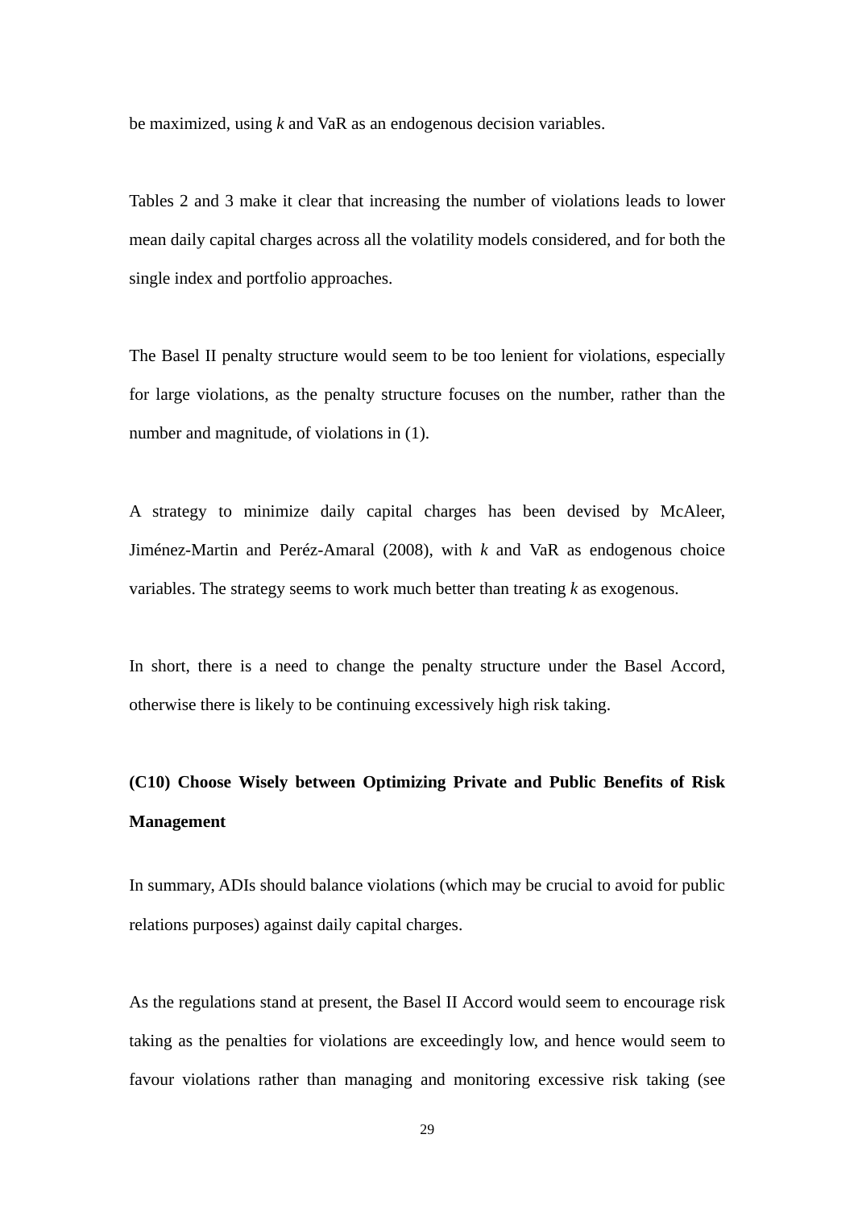be maximized, using *k* and VaR as an endogenous decision variables.

Tables 2 and 3 make it clear that increasing the number of violations leads to lower mean daily capital charges across all the volatility models considered, and for both the single index and portfolio approaches.

The Basel II penalty structure would seem to be too lenient for violations, especially for large violations, as the penalty structure focuses on the number, rather than the number and magnitude, of violations in (1).

A strategy to minimize daily capital charges has been devised by McAleer, Jiménez-Martin and Peréz-Amaral (2008), with *k* and VaR as endogenous choice variables. The strategy seems to work much better than treating *k* as exogenous.

In short, there is a need to change the penalty structure under the Basel Accord, otherwise there is likely to be continuing excessively high risk taking.

**(C10) Choose Wisely between Optimizing Private and Public Benefits of Risk Management**

In summary, ADIs should balance violations (which may be crucial to avoid for public relations purposes) against daily capital charges.

As the regulations stand at present, the Basel II Accord would seem to encourage risk taking as the penalties for violations are exceedingly low, and hence would seem to favour violations rather than managing and monitoring excessive risk taking (see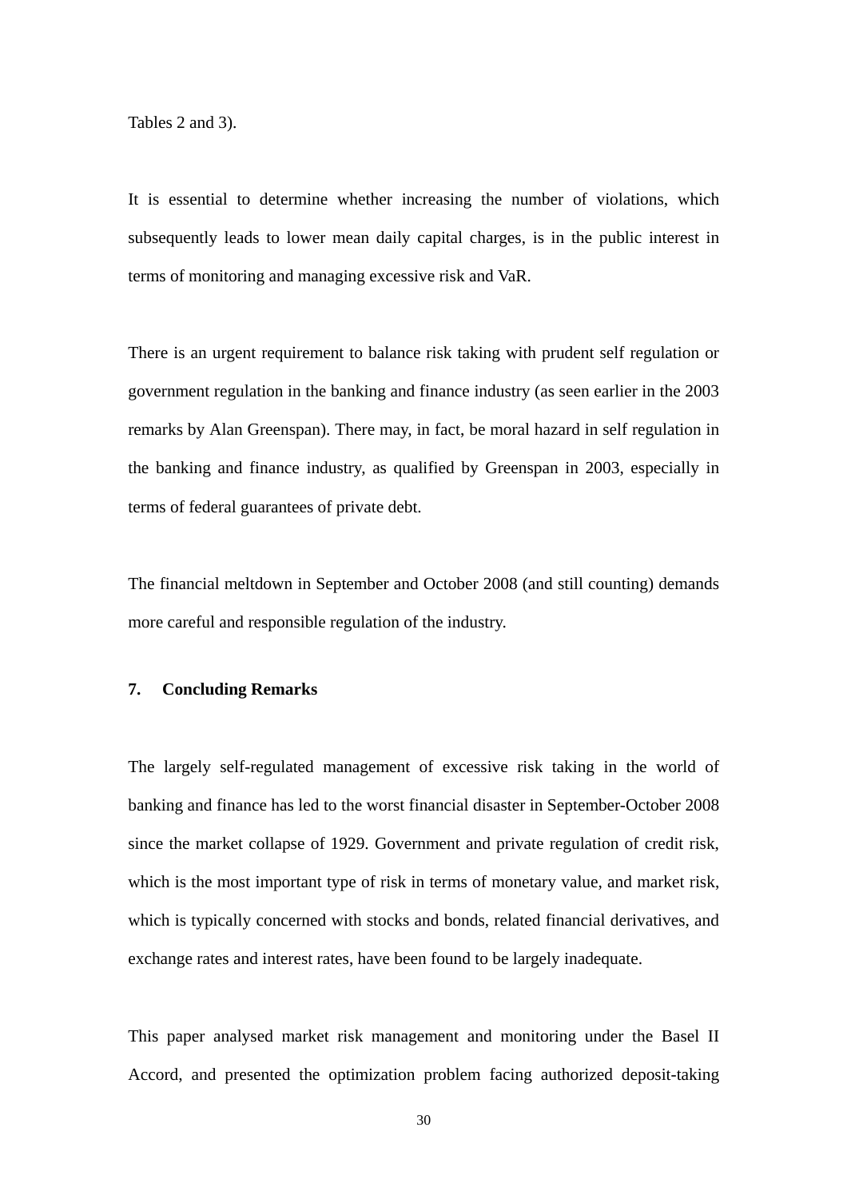Tables 2 and 3).

It is essential to determine whether increasing the number of violations, which subsequently leads to lower mean daily capital charges, is in the public interest in terms of monitoring and managing excessive risk and VaR.

There is an urgent requirement to balance risk taking with prudent self regulation or government regulation in the banking and finance industry (as seen earlier in the 2003 remarks by Alan Greenspan). There may, in fact, be moral hazard in self regulation in the banking and finance industry, as qualified by Greenspan in 2003, especially in terms of federal guarantees of private debt.

The financial meltdown in September and October 2008 (and still counting) demands more careful and responsible regulation of the industry.

## 7. Concluding Remarks

The largely self-regulated management of excessive risk taking in the world of banking and finance has led to the worst financial disaster in September-October 2008 since the market collapse of 1929. Government and private regulation of credit risk, which is the most important type of risk in terms of monetary value, and market risk, which is typically concerned with stocks and bonds, related financial derivatives, and exchange rates and interest rates, have been found to be largely inadequate.

This paper analysed market risk management and monitoring under the Basel II Accord, and presented the optimization problem facing authorized deposit-taking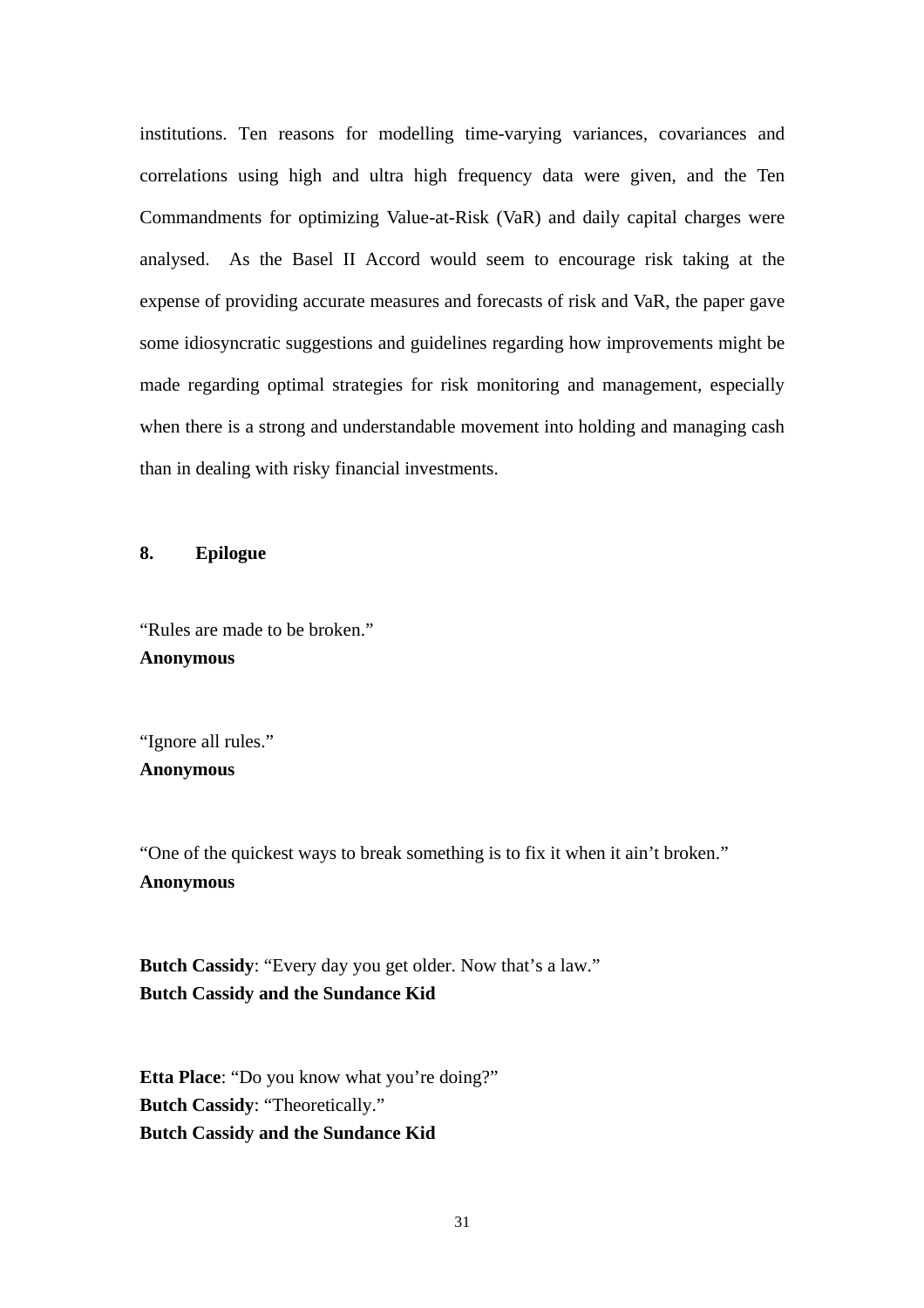institutions. Ten reasons for modelling time-varying variances, covariances and correlations using high and ultra high frequency data were given, and the Ten Commandments for optimizing Value-at-Risk (VaR) and daily capital charges were analysed. As the Basel II Accord would seem to encourage risk taking at the expense of providing accurate measures and forecasts of risk and VaR, the paper gave some idiosyncratic suggestions and guidelines regarding how improvements might be made regarding optimal strategies for risk monitoring and management, especially when there is a strong and understandable movement into holding and managing cash than in dealing with risky financial investments.

## 8. Epilogue

"Rules are made to be broken."
**Anonymous**

"Ignore all rules."
**Anonymous**

"One of the quickest ways to break something is to fix it when it ain't broken."
**Anonymous**

**Butch Cassidy**: "Every day you get older. Now that's a law."
**Butch Cassidy and the Sundance Kid**

**Etta Place**: "Do you know what you're doing?"
**Butch Cassidy**: "Theoretically."
**Butch Cassidy and the Sundance Kid**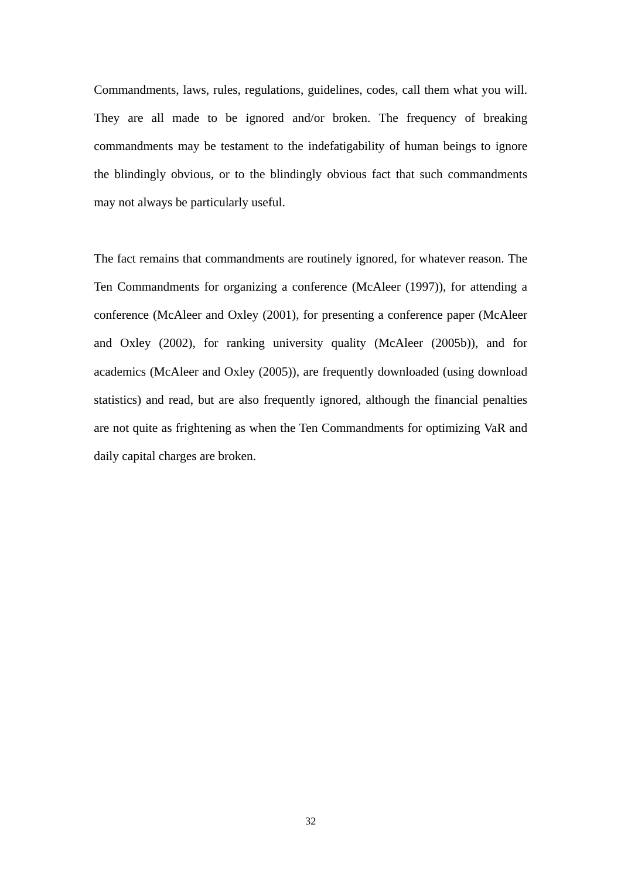Commandments, laws, rules, regulations, guidelines, codes, call them what you will. They are all made to be ignored and/or broken. The frequency of breaking commandments may be testament to the indefatigability of human beings to ignore the blindingly obvious, or to the blindingly obvious fact that such commandments may not always be particularly useful.

The fact remains that commandments are routinely ignored, for whatever reason. The Ten Commandments for organizing a conference (McAleer (1997)), for attending a conference (McAleer and Oxley (2001), for presenting a conference paper (McAleer and Oxley (2002), for ranking university quality (McAleer (2005b)), and for academics (McAleer and Oxley (2005)), are frequently downloaded (using download statistics) and read, but are also frequently ignored, although the financial penalties are not quite as frightening as when the Ten Commandments for optimizing VaR and daily capital charges are broken.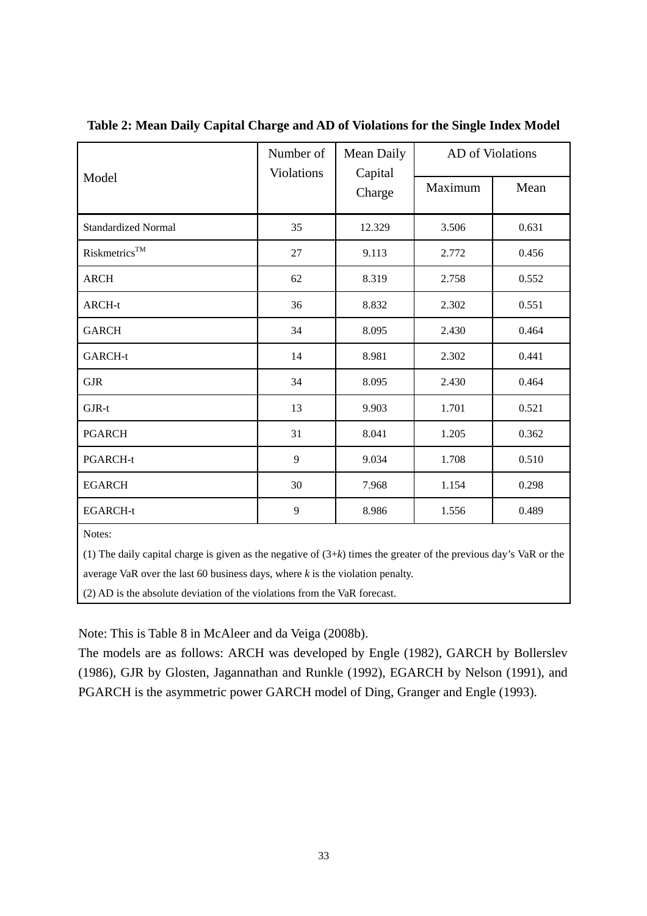**Table 2: Mean Daily Capital Charge and AD of Violations for the Single Index Model**

| Model | Number of Violations | Mean Daily Capital Charge | AD of Violations | |
|---|---|---|---|---|
| | | | Maximum | Mean |
| Standardized Normal | 35 | 12.329 | 3.506 | 0.631 |
| Riskmetrics™ | 27 | 9.113 | 2.772 | 0.456 |
| ARCH | 62 | 8.319 | 2.758 | 0.552 |
| ARCH-t | 36 | 8.832 | 2.302 | 0.551 |
| GARCH | 34 | 8.095 | 2.430 | 0.464 |
| GARCH-t | 14 | 8.981 | 2.302 | 0.441 |
| GJR | 34 | 8.095 | 2.430 | 0.464 |
| GJR-t | 13 | 9.903 | 1.701 | 0.521 |
| PGARCH | 31 | 8.041 | 1.205 | 0.362 |
| PGARCH-t | 9 | 9.034 | 1.708 | 0.510 |
| EGARCH | 30 | 7.968 | 1.154 | 0.298 |
| EGARCH-t | 9 | 8.986 | 1.556 | 0.489 |

Notes:

(1) The daily capital charge is given as the negative of $(3+k)$ times the greater of the previous day's VaR or the average VaR over the last 60 business days, where $k$ is the violation penalty.

(2) AD is the absolute deviation of the violations from the VaR forecast.

Note: This is Table 8 in McAleer and da Veiga (2008b).

The models are as follows: ARCH was developed by Engle (1982), GARCH by Bollerslev (1986), GJR by Glosten, Jagannathan and Runkle (1992), EGARCH by Nelson (1991), and PGARCH is the asymmetric power GARCH model of Ding, Granger and Engle (1993).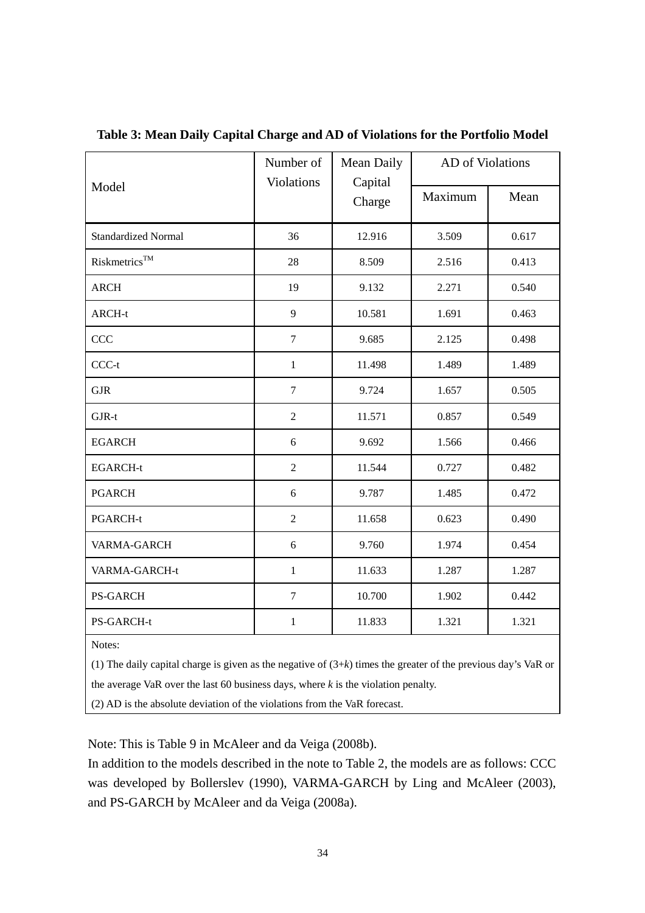**Table 3: Mean Daily Capital Charge and AD of Violations for the Portfolio Model**

| Model | Number of Violations | Mean Daily Capital Charge | AD of Violations | |
|---|---|---|---|---|
| | | | Maximum | Mean |
| Standardized Normal | 36 | 12.916 | 3.509 | 0.617 |
| Riskmetrics™ | 28 | 8.509 | 2.516 | 0.413 |
| ARCH | 19 | 9.132 | 2.271 | 0.540 |
| ARCH-t | 9 | 10.581 | 1.691 | 0.463 |
| CCC | 7 | 9.685 | 2.125 | 0.498 |
| CCC-t | 1 | 11.498 | 1.489 | 1.489 |
| GJR | 7 | 9.724 | 1.657 | 0.505 |
| GJR-t | 2 | 11.571 | 0.857 | 0.549 |
| EGARCH | 6 | 9.692 | 1.566 | 0.466 |
| EGARCH-t | 2 | 11.544 | 0.727 | 0.482 |
| PGARCH | 6 | 9.787 | 1.485 | 0.472 |
| PGARCH-t | 2 | 11.658 | 0.623 | 0.490 |
| VARMA-GARCH | 6 | 9.760 | 1.974 | 0.454 |
| VARMA-GARCH-t | 1 | 11.633 | 1.287 | 1.287 |
| PS-GARCH | 7 | 10.700 | 1.902 | 0.442 |
| PS-GARCH-t | 1 | 11.833 | 1.321 | 1.321 |

Notes:

(1) The daily capital charge is given as the negative of (3+*k*) times the greater of the previous day's VaR or the average VaR over the last 60 business days, where *k* is the violation penalty.

(2) AD is the absolute deviation of the violations from the VaR forecast.

Note: This is Table 9 in McAleer and da Veiga (2008b).

In addition to the models described in the note to Table 2, the models are as follows: CCC was developed by Bollerslev (1990), VARMA-GARCH by Ling and McAleer (2003), and PS-GARCH by McAleer and da Veiga (2008a).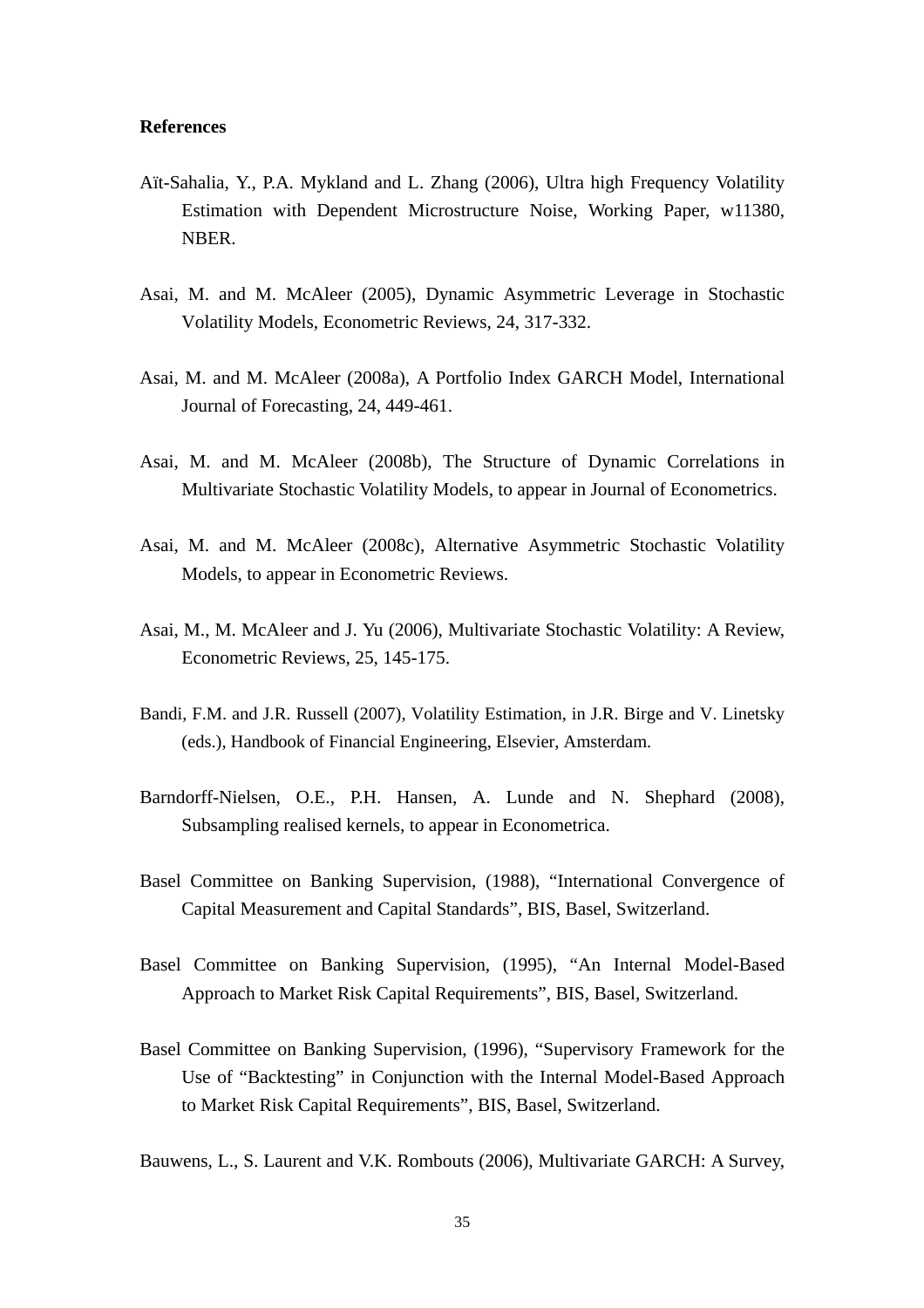**References**

Aït-Sahalia, Y., P.A. Mykland and L. Zhang (2006), Ultra high Frequency Volatility Estimation with Dependent Microstructure Noise, Working Paper, w11380, NBER.

Asai, M. and M. McAleer (2005), Dynamic Asymmetric Leverage in Stochastic Volatility Models, Econometric Reviews, 24, 317-332.

Asai, M. and M. McAleer (2008a), A Portfolio Index GARCH Model, International Journal of Forecasting, 24, 449-461.

Asai, M. and M. McAleer (2008b), The Structure of Dynamic Correlations in Multivariate Stochastic Volatility Models, to appear in Journal of Econometrics.

Asai, M. and M. McAleer (2008c), Alternative Asymmetric Stochastic Volatility Models, to appear in Econometric Reviews.

Asai, M., M. McAleer and J. Yu (2006), Multivariate Stochastic Volatility: A Review, Econometric Reviews, 25, 145-175.

Bandi, F.M. and J.R. Russell (2007), Volatility Estimation, in J.R. Birge and V. Linetsky (eds.), Handbook of Financial Engineering, Elsevier, Amsterdam.

Barndorff-Nielsen, O.E., P.H. Hansen, A. Lunde and N. Shephard (2008), Subsampling realised kernels, to appear in Econometrica.

Basel Committee on Banking Supervision, (1988), "International Convergence of Capital Measurement and Capital Standards", BIS, Basel, Switzerland.

Basel Committee on Banking Supervision, (1995), "An Internal Model-Based Approach to Market Risk Capital Requirements", BIS, Basel, Switzerland.

Basel Committee on Banking Supervision, (1996), "Supervisory Framework for the Use of "Backtesting" in Conjunction with the Internal Model-Based Approach to Market Risk Capital Requirements", BIS, Basel, Switzerland.

Bauwens, L., S. Laurent and V.K. Rombouts (2006), Multivariate GARCH: A Survey,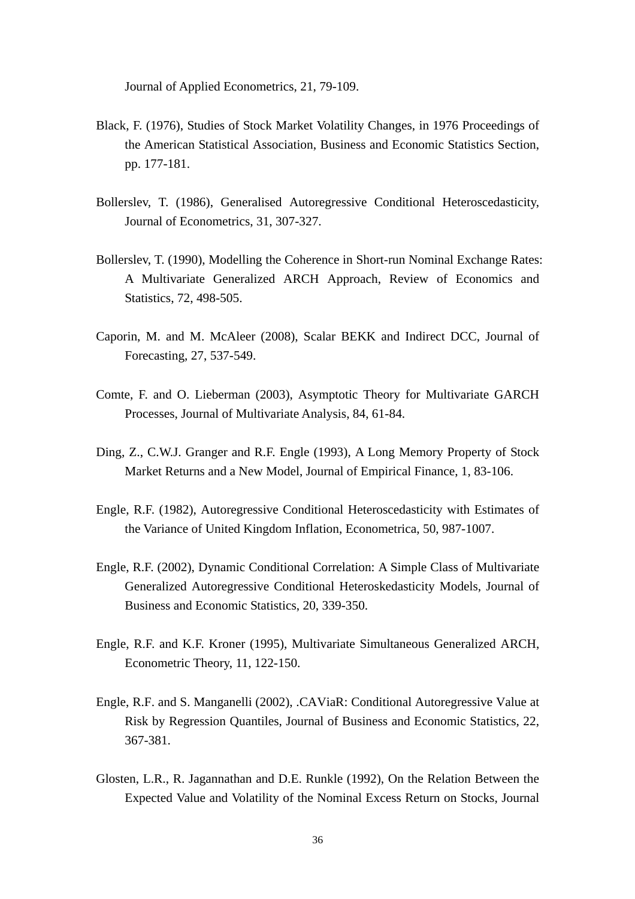Journal of Applied Econometrics, 21, 79-109.

Black, F. (1976), Studies of Stock Market Volatility Changes, in 1976 Proceedings of the American Statistical Association, Business and Economic Statistics Section, pp. 177-181.

Bollerslev, T. (1986), Generalised Autoregressive Conditional Heteroscedasticity, Journal of Econometrics, 31, 307-327.

Bollerslev, T. (1990), Modelling the Coherence in Short-run Nominal Exchange Rates: A Multivariate Generalized ARCH Approach, Review of Economics and Statistics, 72, 498-505.

Caporin, M. and M. McAleer (2008), Scalar BEKK and Indirect DCC, Journal of Forecasting, 27, 537-549.

Comte, F. and O. Lieberman (2003), Asymptotic Theory for Multivariate GARCH Processes, Journal of Multivariate Analysis, 84, 61-84.

Ding, Z., C.W.J. Granger and R.F. Engle (1993), A Long Memory Property of Stock Market Returns and a New Model, Journal of Empirical Finance, 1, 83-106.

Engle, R.F. (1982), Autoregressive Conditional Heteroscedasticity with Estimates of the Variance of United Kingdom Inflation, Econometrica, 50, 987-1007.

Engle, R.F. (2002), Dynamic Conditional Correlation: A Simple Class of Multivariate Generalized Autoregressive Conditional Heteroskedasticity Models, Journal of Business and Economic Statistics, 20, 339-350.

Engle, R.F. and K.F. Kroner (1995), Multivariate Simultaneous Generalized ARCH, Econometric Theory, 11, 122-150.

Engle, R.F. and S. Manganelli (2002), .CAViaR: Conditional Autoregressive Value at Risk by Regression Quantiles, Journal of Business and Economic Statistics, 22, 367-381.

Glosten, L.R., R. Jagannathan and D.E. Runkle (1992), On the Relation Between the Expected Value and Volatility of the Nominal Excess Return on Stocks, Journal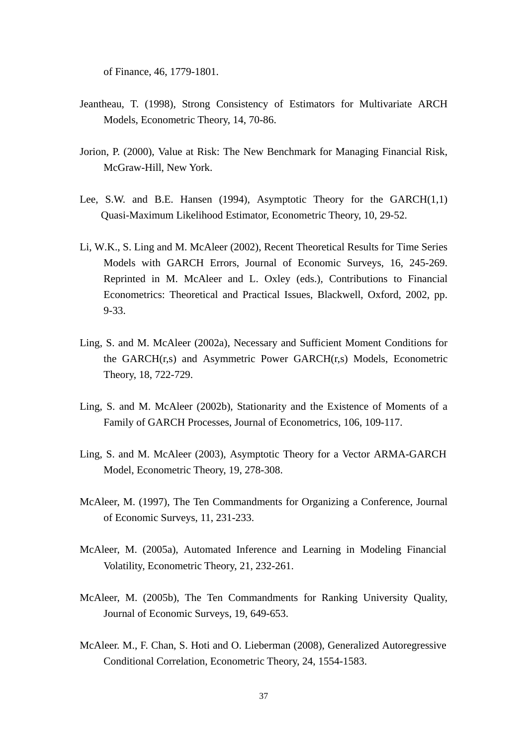of Finance, 46, 1779-1801.

Jeantheau, T. (1998), Strong Consistency of Estimators for Multivariate ARCH Models, Econometric Theory, 14, 70-86.

Jorion, P. (2000), Value at Risk: The New Benchmark for Managing Financial Risk, McGraw-Hill, New York.

Lee, S.W. and B.E. Hansen (1994), Asymptotic Theory for the GARCH(1,1) Quasi-Maximum Likelihood Estimator, Econometric Theory, 10, 29-52.

Li, W.K., S. Ling and M. McAleer (2002), Recent Theoretical Results for Time Series Models with GARCH Errors, Journal of Economic Surveys, 16, 245-269. Reprinted in M. McAleer and L. Oxley (eds.), Contributions to Financial Econometrics: Theoretical and Practical Issues, Blackwell, Oxford, 2002, pp. 9-33.

Ling, S. and M. McAleer (2002a), Necessary and Sufficient Moment Conditions for the GARCH(r,s) and Asymmetric Power GARCH(r,s) Models, Econometric Theory, 18, 722-729.

Ling, S. and M. McAleer (2002b), Stationarity and the Existence of Moments of a Family of GARCH Processes, Journal of Econometrics, 106, 109-117.

Ling, S. and M. McAleer (2003), Asymptotic Theory for a Vector ARMA-GARCH Model, Econometric Theory, 19, 278-308.

McAleer, M. (1997), The Ten Commandments for Organizing a Conference, Journal of Economic Surveys, 11, 231-233.

McAleer, M. (2005a), Automated Inference and Learning in Modeling Financial Volatility, Econometric Theory, 21, 232-261.

McAleer, M. (2005b), The Ten Commandments for Ranking University Quality, Journal of Economic Surveys, 19, 649-653.

McAleer. M., F. Chan, S. Hoti and O. Lieberman (2008), Generalized Autoregressive Conditional Correlation, Econometric Theory, 24, 1554-1583.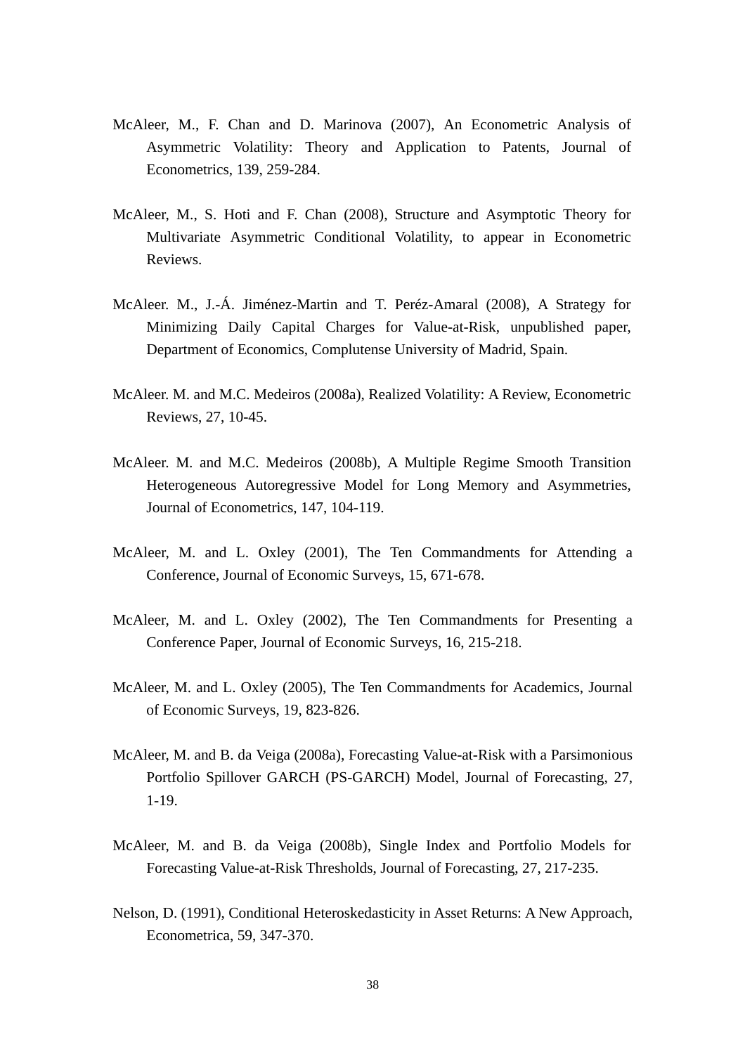McAleer, M., F. Chan and D. Marinova (2007), An Econometric Analysis of Asymmetric Volatility: Theory and Application to Patents, Journal of Econometrics, 139, 259-284.

McAleer, M., S. Hoti and F. Chan (2008), Structure and Asymptotic Theory for Multivariate Asymmetric Conditional Volatility, to appear in Econometric Reviews.

McAleer. M., J.-Á. Jiménez-Martin and T. Peréz-Amaral (2008), A Strategy for Minimizing Daily Capital Charges for Value-at-Risk, unpublished paper, Department of Economics, Complutense University of Madrid, Spain.

McAleer. M. and M.C. Medeiros (2008a), Realized Volatility: A Review, Econometric Reviews, 27, 10-45.

McAleer. M. and M.C. Medeiros (2008b), A Multiple Regime Smooth Transition Heterogeneous Autoregressive Model for Long Memory and Asymmetries, Journal of Econometrics, 147, 104-119.

McAleer, M. and L. Oxley (2001), The Ten Commandments for Attending a Conference, Journal of Economic Surveys, 15, 671-678.

McAleer, M. and L. Oxley (2002), The Ten Commandments for Presenting a Conference Paper, Journal of Economic Surveys, 16, 215-218.

McAleer, M. and L. Oxley (2005), The Ten Commandments for Academics, Journal of Economic Surveys, 19, 823-826.

McAleer, M. and B. da Veiga (2008a), Forecasting Value-at-Risk with a Parsimonious Portfolio Spillover GARCH (PS-GARCH) Model, Journal of Forecasting, 27, 1-19.

McAleer, M. and B. da Veiga (2008b), Single Index and Portfolio Models for Forecasting Value-at-Risk Thresholds, Journal of Forecasting, 27, 217-235.

Nelson, D. (1991), Conditional Heteroskedasticity in Asset Returns: A New Approach, Econometrica, 59, 347-370.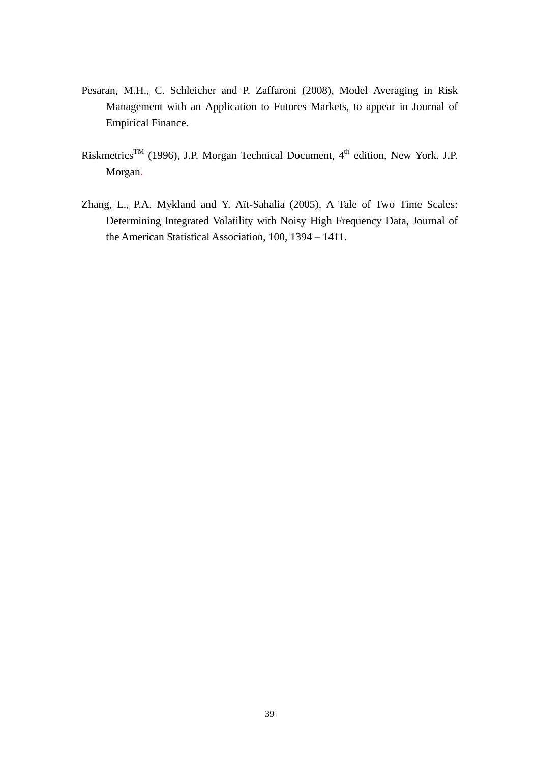Pesaran, M.H., C. Schleicher and P. Zaffaroni (2008), Model Averaging in Risk Management with an Application to Futures Markets, to appear in Journal of Empirical Finance.

Riskmetrics[TM] (1996), J.P. Morgan Technical Document, 4[th] edition, New York. J.P. Morgan.

Zhang, L., P.A. Mykland and Y. Aït-Sahalia (2005), A Tale of Two Time Scales: Determining Integrated Volatility with Noisy High Frequency Data, Journal of the American Statistical Association, 100, 1394 – 1411.